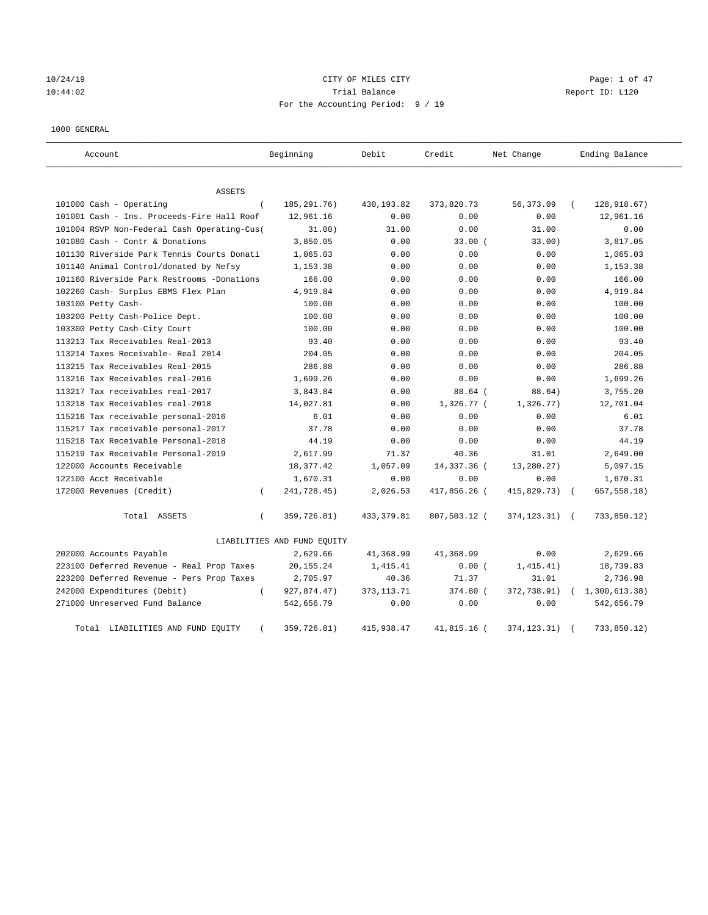CITY OF MILES CITY

Trial Balance

For the Accounting Period: 9 / 19

1000 GENERAL

| Account | Beginning | Debit | Credit | Net Change | Ending Balance |
|---|---|---|---|---|---|
| ASSETS | | | | | |
| 101000 Cash - Operating | ( 185,291.76) | 430,193.82 | 373,820.73 | 56,373.09 | ( 128,918.67) |
| 101001 Cash - Ins. Proceeds-Fire Hall Roof | 12,961.16 | 0.00 | 0.00 | 0.00 | 12,961.16 |
| 101004 RSVP Non-Federal Cash Operating-Cus( | 31.00) | 31.00 | 0.00 | 31.00 | 0.00 |
| 101080 Cash - Contr & Donations | 3,850.05 | 0.00 | 33.00 ( | 33.00) | 3,817.05 |
| 101130 Riverside Park Tennis Courts Donati | 1,065.03 | 0.00 | 0.00 | 0.00 | 1,065.03 |
| 101140 Animal Control/donated by Nefsy | 1,153.38 | 0.00 | 0.00 | 0.00 | 1,153.38 |
| 101160 Riverside Park Restrooms -Donations | 166.00 | 0.00 | 0.00 | 0.00 | 166.00 |
| 102260 Cash- Surplus EBMS Flex Plan | 4,919.84 | 0.00 | 0.00 | 0.00 | 4,919.84 |
| 103100 Petty Cash- | 100.00 | 0.00 | 0.00 | 0.00 | 100.00 |
| 103200 Petty Cash-Police Dept. | 100.00 | 0.00 | 0.00 | 0.00 | 100.00 |
| 103300 Petty Cash-City Court | 100.00 | 0.00 | 0.00 | 0.00 | 100.00 |
| 113213 Tax Receivables Real-2013 | 93.40 | 0.00 | 0.00 | 0.00 | 93.40 |
| 113214 Taxes Receivable- Real 2014 | 204.05 | 0.00 | 0.00 | 0.00 | 204.05 |
| 113215 Tax Receivables Real-2015 | 286.88 | 0.00 | 0.00 | 0.00 | 286.88 |
| 113216 Tax Receivables real-2016 | 1,699.26 | 0.00 | 0.00 | 0.00 | 1,699.26 |
| 113217 Tax receivables real-2017 | 3,843.84 | 0.00 | 88.64 ( | 88.64) | 3,755.20 |
| 113218 Tax Receivables real-2018 | 14,027.81 | 0.00 | 1,326.77 ( | 1,326.77) | 12,701.04 |
| 115216 Tax receivable personal-2016 | 6.01 | 0.00 | 0.00 | 0.00 | 6.01 |
| 115217 Tax receivable personal-2017 | 37.78 | 0.00 | 0.00 | 0.00 | 37.78 |
| 115218 Tax Receivable Personal-2018 | 44.19 | 0.00 | 0.00 | 0.00 | 44.19 |
| 115219 Tax Receivable Personal-2019 | 2,617.99 | 71.37 | 40.36 | 31.01 | 2,649.00 |
| 122000 Accounts Receivable | 18,377.42 | 1,057.09 | 14,337.36 ( | 13,280.27) | 5,097.15 |
| 122100 Acct Receivable | 1,670.31 | 0.00 | 0.00 | 0.00 | 1,670.31 |
| 172000 Revenues (Credit) | ( 241,728.45) | 2,026.53 | 417,856.26 ( | 415,829.73) | ( 657,558.18) |
| Total ASSETS | ( 359,726.81) | 433,379.81 | 807,503.12 ( | 374,123.31) | ( 733,850.12) |
| LIABILITIES AND FUND EQUITY | | | | | |
| 202000 Accounts Payable | 2,629.66 | 41,368.99 | 41,368.99 | 0.00 | 2,629.66 |
| 223100 Deferred Revenue - Real Prop Taxes | 20,155.24 | 1,415.41 | 0.00 ( | 1,415.41) | 18,739.83 |
| 223200 Deferred Revenue - Pers Prop Taxes | 2,705.97 | 40.36 | 71.37 | 31.01 | 2,736.98 |
| 242000 Expenditures (Debit) | ( 927,874.47) | 373,113.71 | 374.80 ( | 372,738.91) | ( 1,300,613.38) |
| 271000 Unreserved Fund Balance | 542,656.79 | 0.00 | 0.00 | 0.00 | 542,656.79 |
| Total LIABILITIES AND FUND EQUITY | ( 359,726.81) | 415,938.47 | 41,815.16 ( | 374,123.31) | ( 733,850.12) |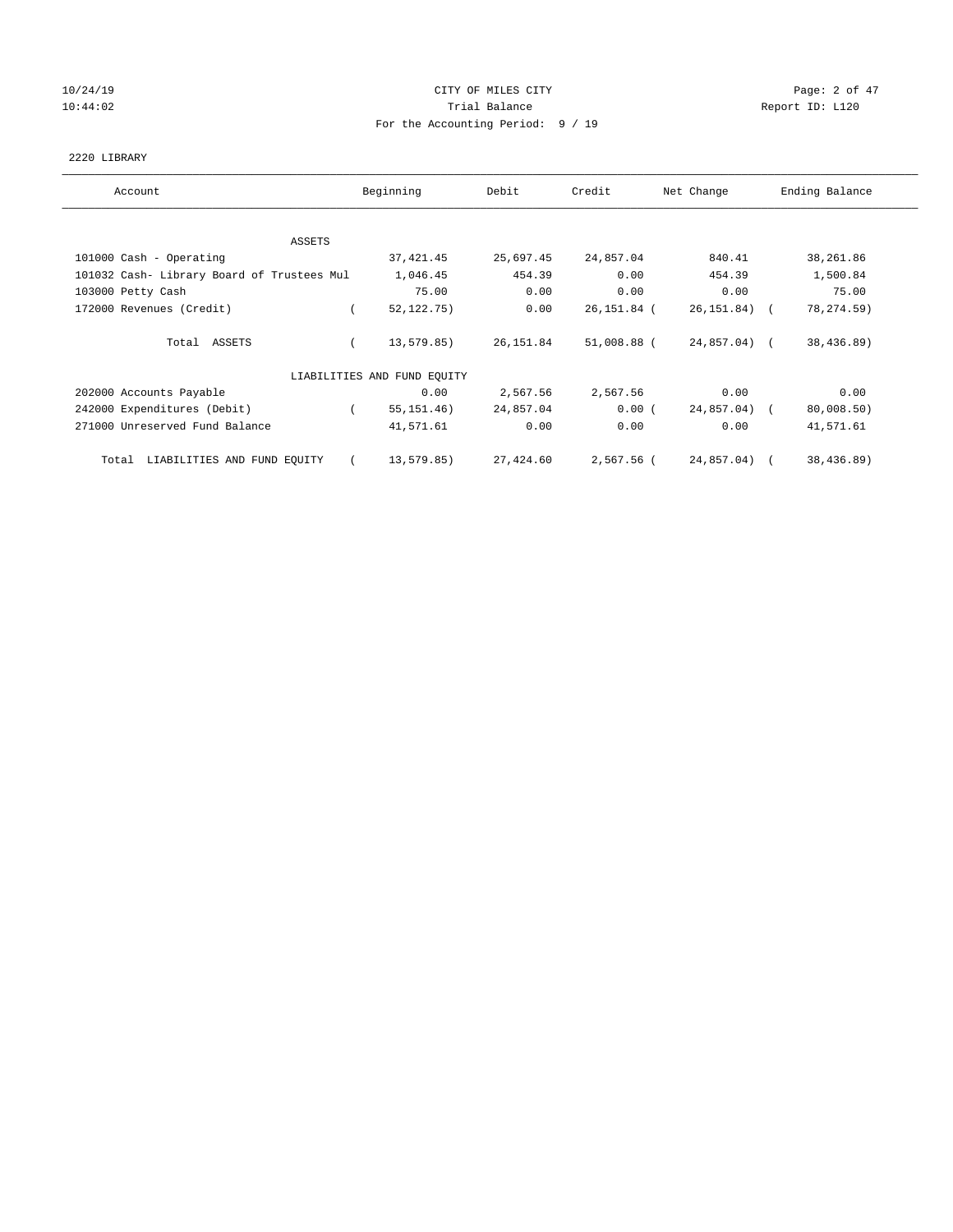# CITY OF MILES CITY

Trial Balance

For the Accounting Period: 9 / 19

10/24/19
10:44:02

Report ID: L120

## 2220 LIBRARY

| Account | Beginning | Debit | Credit | Net Change | Ending Balance |
|---|---|---|---|---|---|
| **ASSETS** | | | | | |
| 101000 Cash - Operating | 37,421.45 | 25,697.45 | 24,857.04 | 840.41 | 38,261.86 |
| 101032 Cash- Library Board of Trustees Mul | 1,046.45 | 454.39 | 0.00 | 454.39 | 1,500.84 |
| 103000 Petty Cash | 75.00 | 0.00 | 0.00 | 0.00 | 75.00 |
| 172000 Revenues (Credit) | ( 52,122.75) | 0.00 | 26,151.84 | ( 26,151.84) | ( 78,274.59) |
| Total ASSETS | ( 13,579.85) | 26,151.84 | 51,008.88 | ( 24,857.04) | ( 38,436.89) |
| **LIABILITIES AND FUND EQUITY** | | | | | |
| 202000 Accounts Payable | 0.00 | 2,567.56 | 2,567.56 | 0.00 | 0.00 |
| 242000 Expenditures (Debit) | ( 55,151.46) | 24,857.04 | 0.00 | ( 24,857.04) | ( 80,008.50) |
| 271000 Unreserved Fund Balance | 41,571.61 | 0.00 | 0.00 | 0.00 | 41,571.61 |
| Total LIABILITIES AND FUND EQUITY | ( 13,579.85) | 27,424.60 | 2,567.56 | ( 24,857.04) | ( 38,436.89) |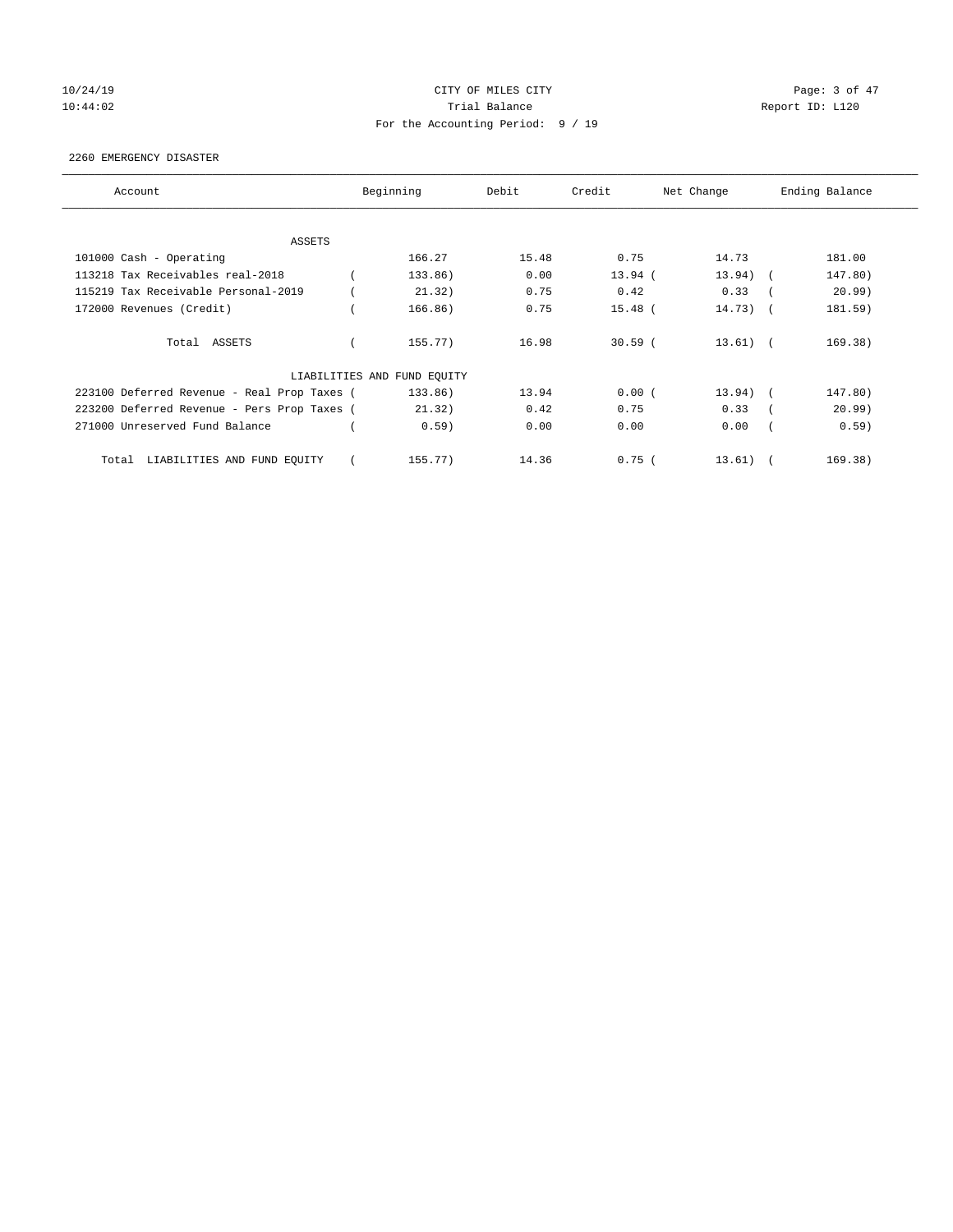CITY OF MILES CITY
Trial Balance
For the Accounting Period: 9 / 19

2260 EMERGENCY DISASTER

| Account | Beginning | Debit | Credit | Net Change | Ending Balance |
|---|---|---|---|---|---|
| ASSETS | | | | | |
| 101000 Cash - Operating | 166.27 | 15.48 | 0.75 | 14.73 | 181.00 |
| 113218 Tax Receivables real-2018 | ( 133.86) | 0.00 | 13.94 | ( 13.94) | ( 147.80) |
| 115219 Tax Receivable Personal-2019 | ( 21.32) | 0.75 | 0.42 | 0.33 | ( 20.99) |
| 172000 Revenues (Credit) | ( 166.86) | 0.75 | 15.48 | ( 14.73) | ( 181.59) |
| Total ASSETS | ( 155.77) | 16.98 | 30.59 | ( 13.61) | ( 169.38) |
| LIABILITIES AND FUND EQUITY | | | | | |
| 223100 Deferred Revenue - Real Prop Taxes | ( 133.86) | 13.94 | 0.00 | ( 13.94) | ( 147.80) |
| 223200 Deferred Revenue - Pers Prop Taxes | ( 21.32) | 0.42 | 0.75 | 0.33 | ( 20.99) |
| 271000 Unreserved Fund Balance | ( 0.59) | 0.00 | 0.00 | 0.00 | ( 0.59) |
| Total LIABILITIES AND FUND EQUITY | ( 155.77) | 14.36 | 0.75 | ( 13.61) | ( 169.38) |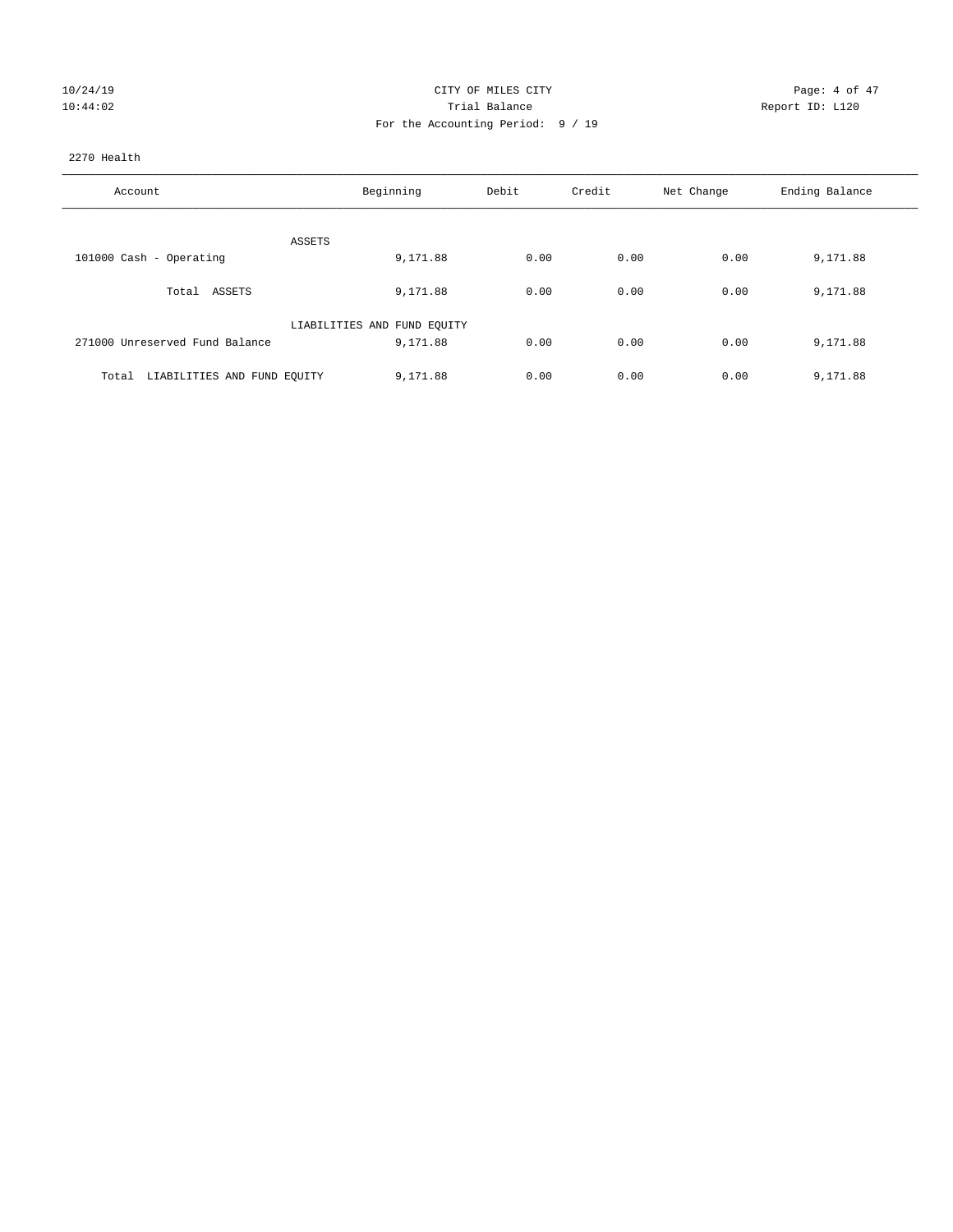CITY OF MILES CITY
Trial Balance
For the Accounting Period: 9 / 19

10/24/19
10:44:02

Report ID: L120

2270 Health

| Account | Beginning | Debit | Credit | Net Change | Ending Balance |
|---|---|---|---|---|---|
| ASSETS | | | | | |
| 101000 Cash - Operating | 9,171.88 | 0.00 | 0.00 | 0.00 | 9,171.88 |
| Total ASSETS | 9,171.88 | 0.00 | 0.00 | 0.00 | 9,171.88 |
| LIABILITIES AND FUND EQUITY | | | | | |
| 271000 Unreserved Fund Balance | 9,171.88 | 0.00 | 0.00 | 0.00 | 9,171.88 |
| Total LIABILITIES AND FUND EQUITY | 9,171.88 | 0.00 | 0.00 | 0.00 | 9,171.88 |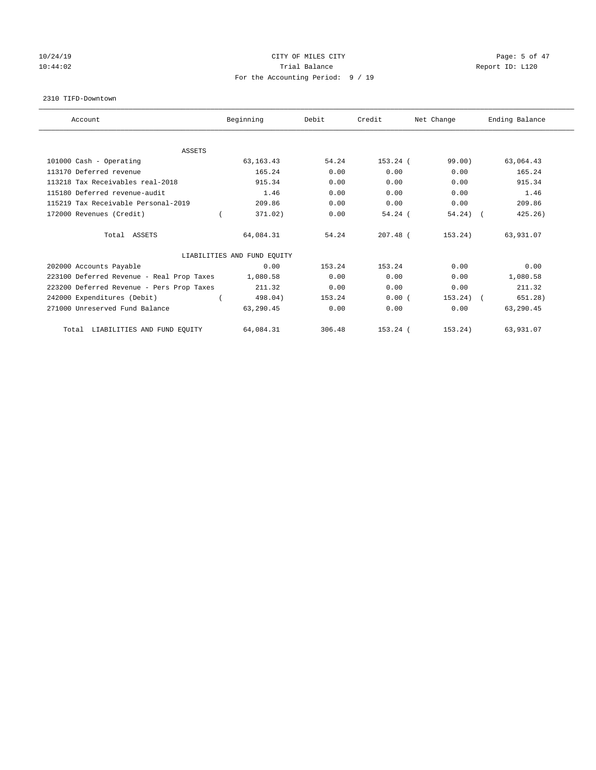CITY OF MILES CITY
Trial Balance
For the Accounting Period: 9 / 19

10/24/19
10:44:02

Report ID: L120

2310 TIFD-Downtown

| Account | Beginning | Debit | Credit | Net Change | Ending Balance |
|---|---|---|---|---|---|
| ASSETS | | | | | |
| 101000 Cash - Operating | 63,163.43 | 54.24 | 153.24 | ( 99.00) | 63,064.43 |
| 113170 Deferred revenue | 165.24 | 0.00 | 0.00 | 0.00 | 165.24 |
| 113218 Tax Receivables real-2018 | 915.34 | 0.00 | 0.00 | 0.00 | 915.34 |
| 115180 Deferred revenue-audit | 1.46 | 0.00 | 0.00 | 0.00 | 1.46 |
| 115219 Tax Receivable Personal-2019 | 209.86 | 0.00 | 0.00 | 0.00 | 209.86 |
| 172000 Revenues (Credit) | ( 371.02) | 0.00 | 54.24 | ( 54.24) | ( 425.26) |
| Total ASSETS | 64,084.31 | 54.24 | 207.48 | ( 153.24) | 63,931.07 |
| LIABILITIES AND FUND EQUITY | | | | | |
| 202000 Accounts Payable | 0.00 | 153.24 | 153.24 | 0.00 | 0.00 |
| 223100 Deferred Revenue - Real Prop Taxes | 1,080.58 | 0.00 | 0.00 | 0.00 | 1,080.58 |
| 223200 Deferred Revenue - Pers Prop Taxes | 211.32 | 0.00 | 0.00 | 0.00 | 211.32 |
| 242000 Expenditures (Debit) | ( 498.04) | 153.24 | 0.00 | ( 153.24) | ( 651.28) |
| 271000 Unreserved Fund Balance | 63,290.45 | 0.00 | 0.00 | 0.00 | 63,290.45 |
| Total LIABILITIES AND FUND EQUITY | 64,084.31 | 306.48 | 153.24 | ( 153.24) | 63,931.07 |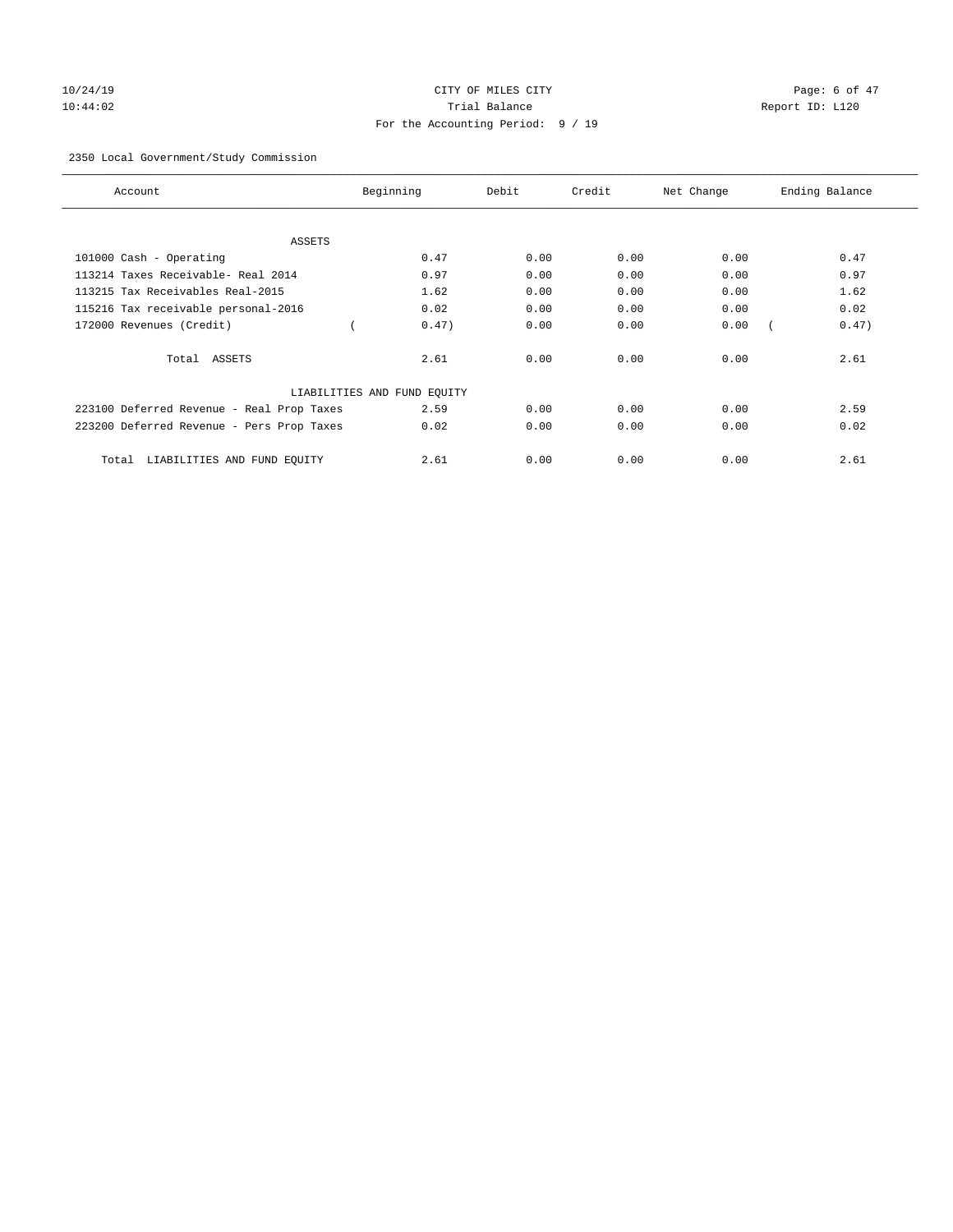CITY OF MILES CITY
Trial Balance
For the Accounting Period: 9 / 19

10/24/19
10:44:02

Report ID: L120

2350 Local Government/Study Commission

| Account | Beginning | Debit | Credit | Net Change | Ending Balance |
|---|---|---|---|---|---|
| ASSETS | | | | | |
| 101000 Cash - Operating | 0.47 | 0.00 | 0.00 | 0.00 | 0.47 |
| 113214 Taxes Receivable- Real 2014 | 0.97 | 0.00 | 0.00 | 0.00 | 0.97 |
| 113215 Tax Receivables Real-2015 | 1.62 | 0.00 | 0.00 | 0.00 | 1.62 |
| 115216 Tax receivable personal-2016 | 0.02 | 0.00 | 0.00 | 0.00 | 0.02 |
| 172000 Revenues (Credit) | ( 0.47) | 0.00 | 0.00 | 0.00 | ( 0.47) |
| Total ASSETS | 2.61 | 0.00 | 0.00 | 0.00 | 2.61 |
| LIABILITIES AND FUND EQUITY | | | | | |
| 223100 Deferred Revenue - Real Prop Taxes | 2.59 | 0.00 | 0.00 | 0.00 | 2.59 |
| 223200 Deferred Revenue - Pers Prop Taxes | 0.02 | 0.00 | 0.00 | 0.00 | 0.02 |
| Total LIABILITIES AND FUND EQUITY | 2.61 | 0.00 | 0.00 | 0.00 | 2.61 |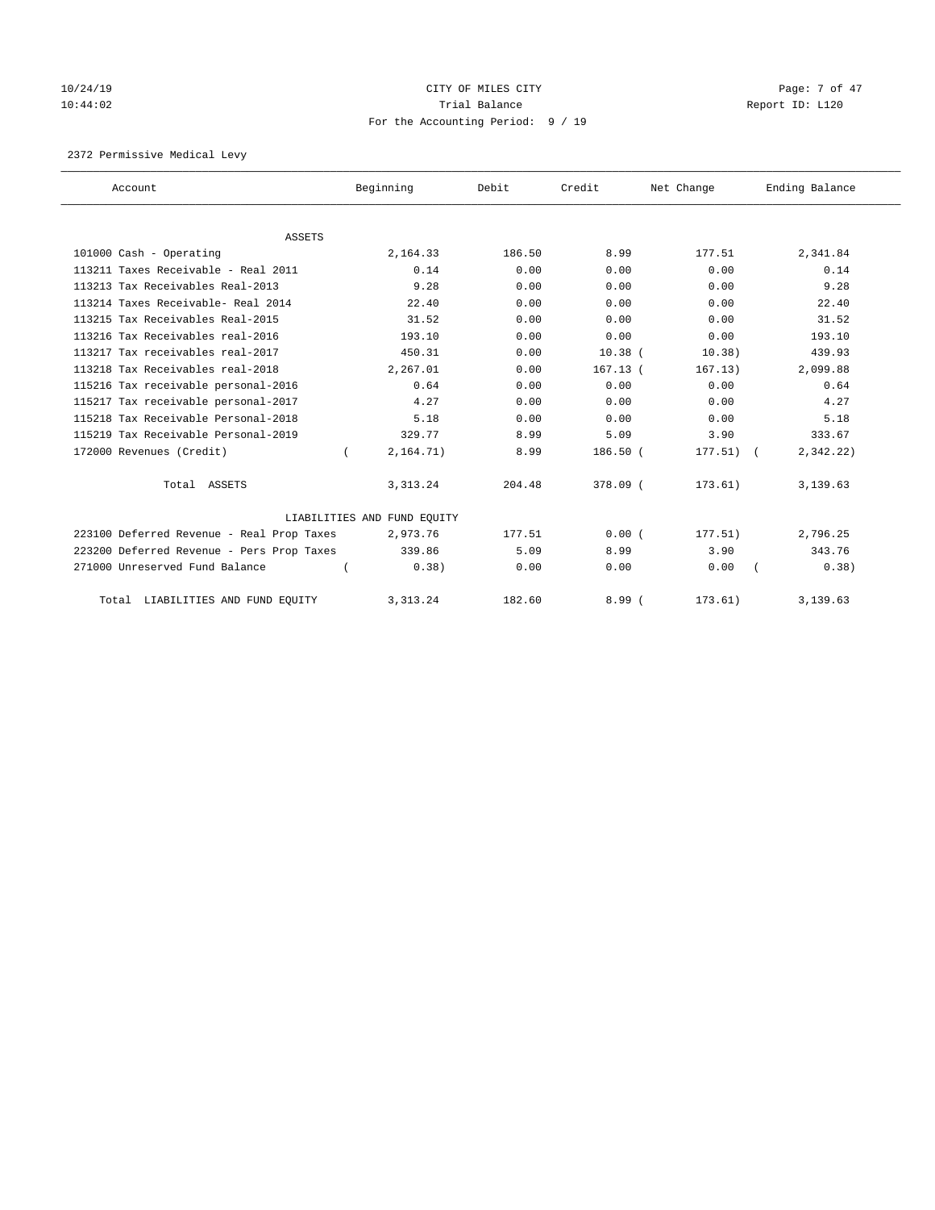CITY OF MILES CITY
Trial Balance
For the Accounting Period: 9 / 19

10/24/19
10:44:02

Report ID: L120

2372 Permissive Medical Levy

| Account | Beginning | Debit | Credit | Net Change | Ending Balance |
|---|---|---|---|---|---|
| ASSETS | | | | | |
| 101000 Cash - Operating | 2,164.33 | 186.50 | 8.99 | 177.51 | 2,341.84 |
| 113211 Taxes Receivable - Real 2011 | 0.14 | 0.00 | 0.00 | 0.00 | 0.14 |
| 113213 Tax Receivables Real-2013 | 9.28 | 0.00 | 0.00 | 0.00 | 9.28 |
| 113214 Taxes Receivable- Real 2014 | 22.40 | 0.00 | 0.00 | 0.00 | 22.40 |
| 113215 Tax Receivables Real-2015 | 31.52 | 0.00 | 0.00 | 0.00 | 31.52 |
| 113216 Tax Receivables real-2016 | 193.10 | 0.00 | 0.00 | 0.00 | 193.10 |
| 113217 Tax receivables real-2017 | 450.31 | 0.00 | 10.38 | ( 10.38) | 439.93 |
| 113218 Tax Receivables real-2018 | 2,267.01 | 0.00 | 167.13 | ( 167.13) | 2,099.88 |
| 115216 Tax receivable personal-2016 | 0.64 | 0.00 | 0.00 | 0.00 | 0.64 |
| 115217 Tax receivable personal-2017 | 4.27 | 0.00 | 0.00 | 0.00 | 4.27 |
| 115218 Tax Receivable Personal-2018 | 5.18 | 0.00 | 0.00 | 0.00 | 5.18 |
| 115219 Tax Receivable Personal-2019 | 329.77 | 8.99 | 5.09 | 3.90 | 333.67 |
| 172000 Revenues (Credit) | ( 2,164.71) | 8.99 | 186.50 | ( 177.51) | ( 2,342.22) |
| Total ASSETS | 3,313.24 | 204.48 | 378.09 | ( 173.61) | 3,139.63 |
| LIABILITIES AND FUND EQUITY | | | | | |
| 223100 Deferred Revenue - Real Prop Taxes | 2,973.76 | 177.51 | 0.00 | ( 177.51) | 2,796.25 |
| 223200 Deferred Revenue - Pers Prop Taxes | 339.86 | 5.09 | 8.99 | 3.90 | 343.76 |
| 271000 Unreserved Fund Balance | ( 0.38) | 0.00 | 0.00 | 0.00 | ( 0.38) |
| Total LIABILITIES AND FUND EQUITY | 3,313.24 | 182.60 | 8.99 | ( 173.61) | 3,139.63 |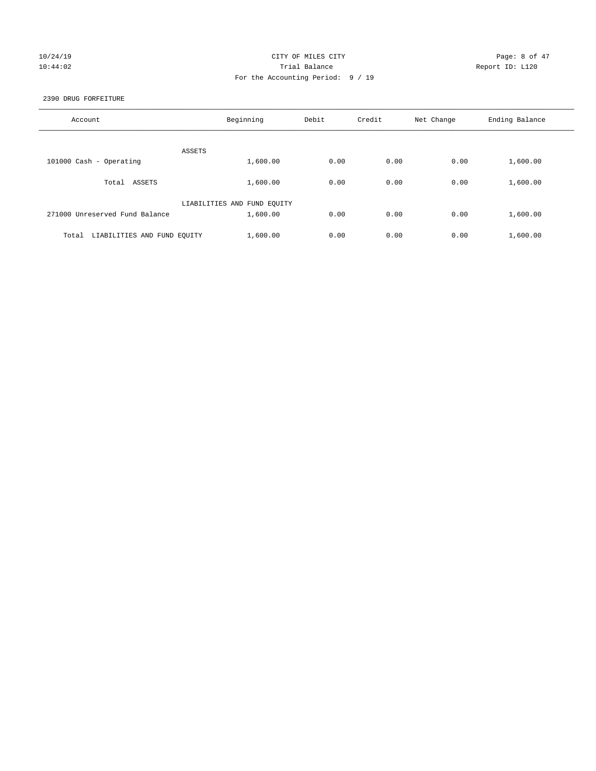CITY OF MILES CITY
Trial Balance
For the Accounting Period: 9 / 19

10/24/19
10:44:02

Report ID: L120

2390 DRUG FORFEITURE

| Account | Beginning | Debit | Credit | Net Change | Ending Balance |
|---|---|---|---|---|---|
| ASSETS | | | | | |
| 101000 Cash - Operating | 1,600.00 | 0.00 | 0.00 | 0.00 | 1,600.00 |
| Total ASSETS | 1,600.00 | 0.00 | 0.00 | 0.00 | 1,600.00 |
| LIABILITIES AND FUND EQUITY | | | | | |
| 271000 Unreserved Fund Balance | 1,600.00 | 0.00 | 0.00 | 0.00 | 1,600.00 |
| Total LIABILITIES AND FUND EQUITY | 1,600.00 | 0.00 | 0.00 | 0.00 | 1,600.00 |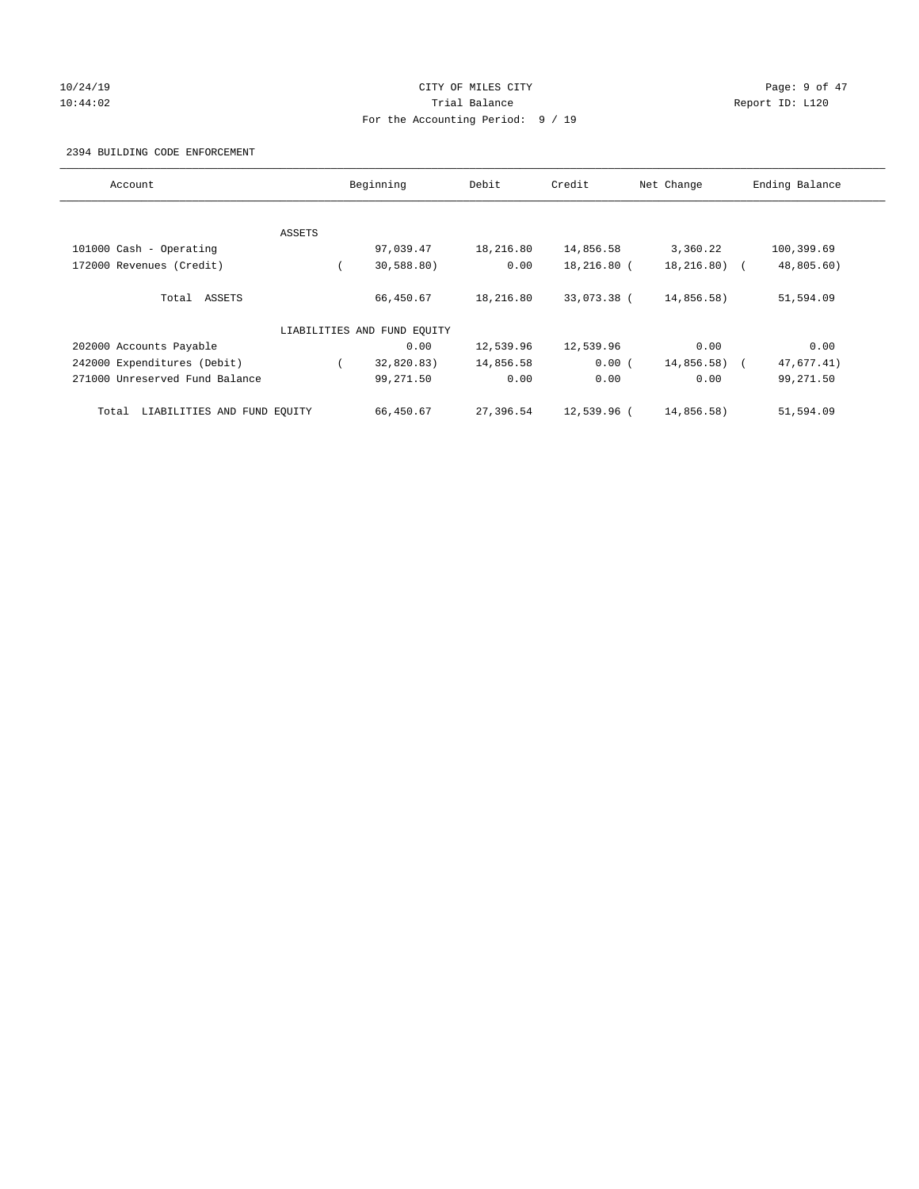CITY OF MILES CITY
Trial Balance
For the Accounting Period: 9 / 19

10/24/19
10:44:02

Report ID: L120

2394 BUILDING CODE ENFORCEMENT

| Account | Beginning | Debit | Credit | Net Change | Ending Balance |
|---|---|---|---|---|---|
| ASSETS | | | | | |
| 101000 Cash - Operating | 97,039.47 | 18,216.80 | 14,856.58 | 3,360.22 | 100,399.69 |
| 172000 Revenues (Credit) | ( 30,588.80) | 0.00 | 18,216.80 | ( 18,216.80) | ( 48,805.60) |
| Total ASSETS | 66,450.67 | 18,216.80 | 33,073.38 | ( 14,856.58) | 51,594.09 |
| LIABILITIES AND FUND EQUITY | | | | | |
| 202000 Accounts Payable | 0.00 | 12,539.96 | 12,539.96 | 0.00 | 0.00 |
| 242000 Expenditures (Debit) | ( 32,820.83) | 14,856.58 | 0.00 | ( 14,856.58) | ( 47,677.41) |
| 271000 Unreserved Fund Balance | 99,271.50 | 0.00 | 0.00 | 0.00 | 99,271.50 |
| Total LIABILITIES AND FUND EQUITY | 66,450.67 | 27,396.54 | 12,539.96 | ( 14,856.58) | 51,594.09 |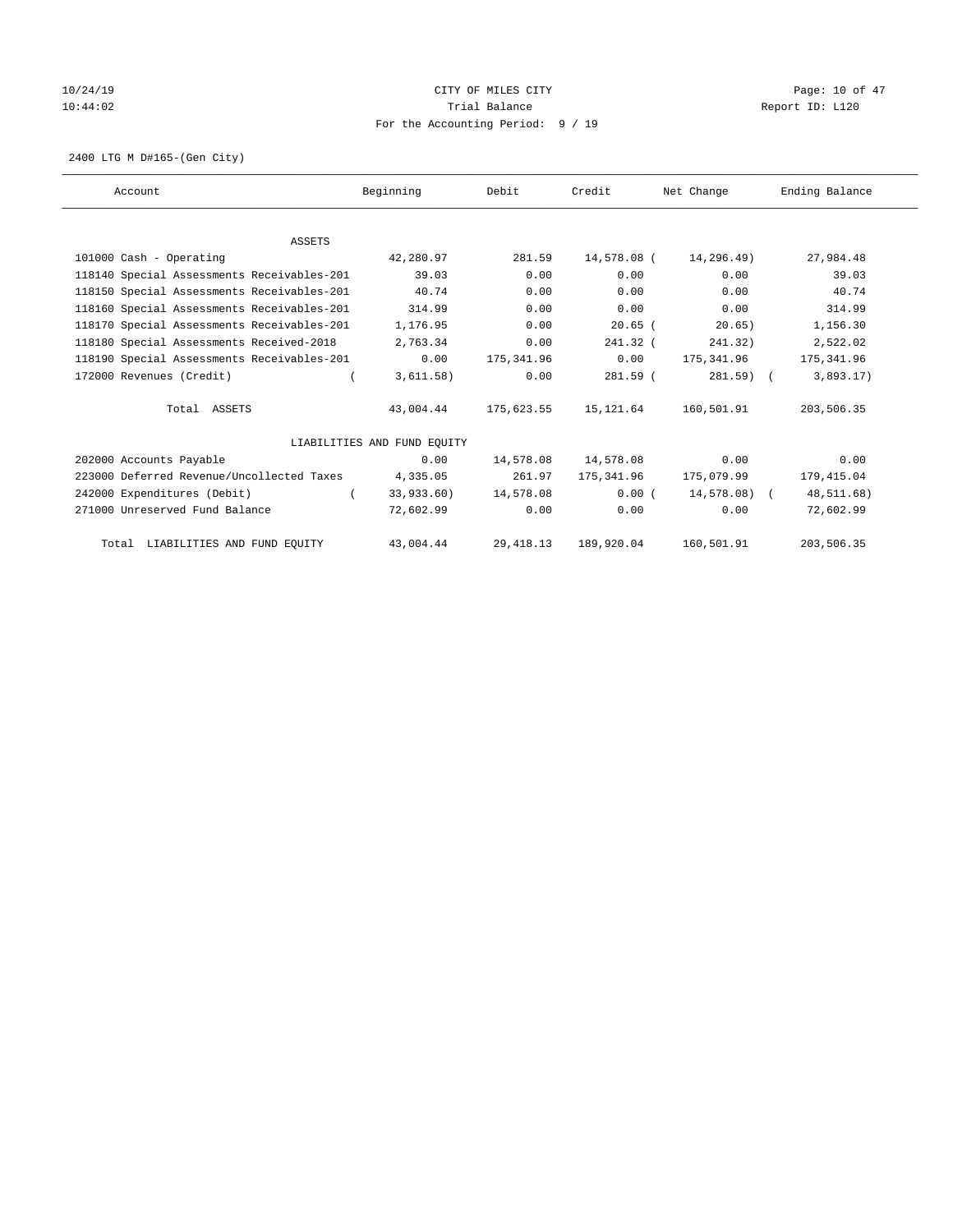CITY OF MILES CITY

Trial Balance

For the Accounting Period: 9 / 19

10/24/19
10:44:02

Report ID: L120

2400 LTG M D#165-(Gen City)

| Account | Beginning | Debit | Credit | Net Change | Ending Balance |
|---|---|---|---|---|---|
| ASSETS | | | | | |
| 101000 Cash - Operating | 42,280.97 | 281.59 | 14,578.08 | ( 14,296.49) | 27,984.48 |
| 118140 Special Assessments Receivables-201 | 39.03 | 0.00 | 0.00 | 0.00 | 39.03 |
| 118150 Special Assessments Receivables-201 | 40.74 | 0.00 | 0.00 | 0.00 | 40.74 |
| 118160 Special Assessments Receivables-201 | 314.99 | 0.00 | 0.00 | 0.00 | 314.99 |
| 118170 Special Assessments Receivables-201 | 1,176.95 | 0.00 | 20.65 | ( 20.65) | 1,156.30 |
| 118180 Special Assessments Received-2018 | 2,763.34 | 0.00 | 241.32 | ( 241.32) | 2,522.02 |
| 118190 Special Assessments Receivables-201 | 0.00 | 175,341.96 | 0.00 | 175,341.96 | 175,341.96 |
| 172000 Revenues (Credit) | ( 3,611.58) | 0.00 | 281.59 | ( 281.59) | ( 3,893.17) |
| Total ASSETS | 43,004.44 | 175,623.55 | 15,121.64 | 160,501.91 | 203,506.35 |
| LIABILITIES AND FUND EQUITY | | | | | |
| 202000 Accounts Payable | 0.00 | 14,578.08 | 14,578.08 | 0.00 | 0.00 |
| 223000 Deferred Revenue/Uncollected Taxes | 4,335.05 | 261.97 | 175,341.96 | 175,079.99 | 179,415.04 |
| 242000 Expenditures (Debit) | ( 33,933.60) | 14,578.08 | 0.00 | ( 14,578.08) | ( 48,511.68) |
| 271000 Unreserved Fund Balance | 72,602.99 | 0.00 | 0.00 | 0.00 | 72,602.99 |
| Total LIABILITIES AND FUND EQUITY | 43,004.44 | 29,418.13 | 189,920.04 | 160,501.91 | 203,506.35 |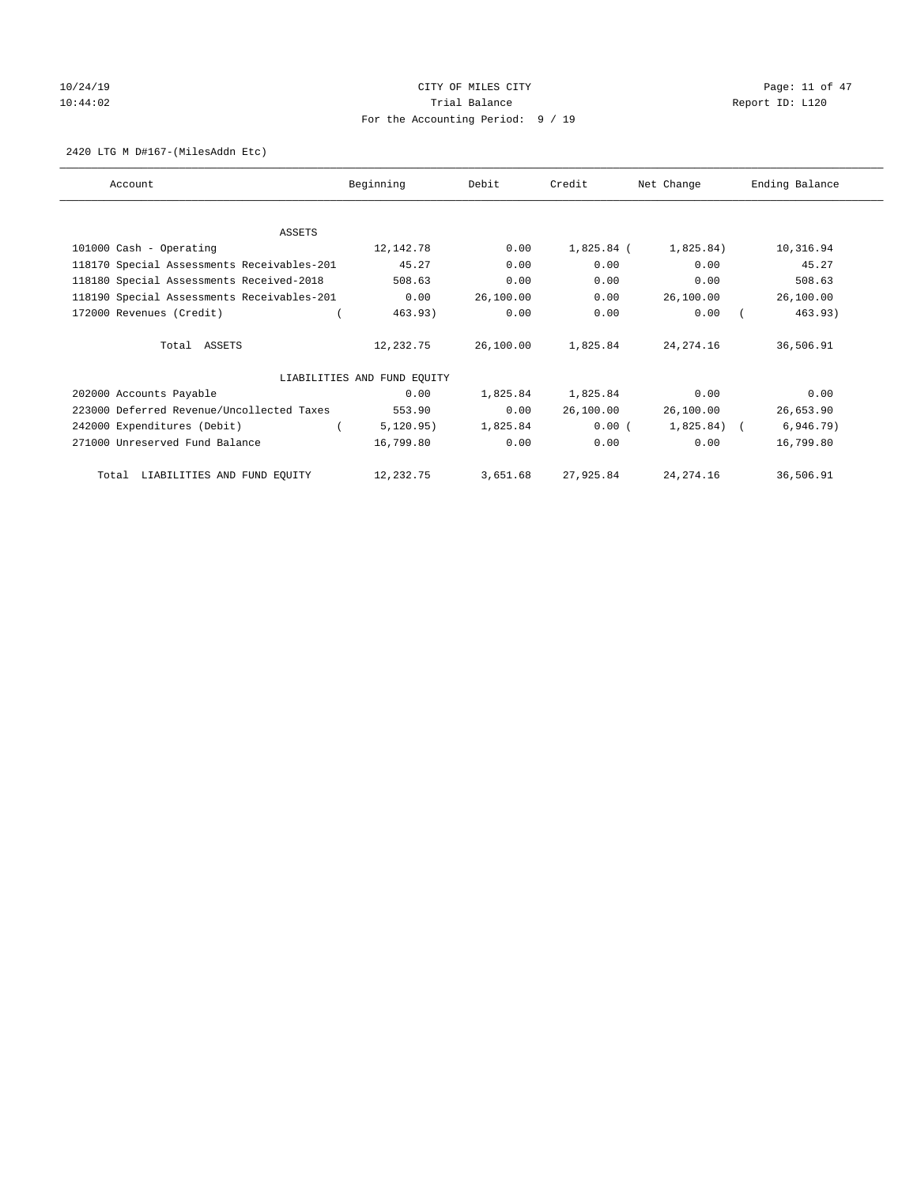# CITY OF MILES CITY

Trial Balance

For the Accounting Period: 9 / 19

2420 LTG M D#167-(MilesAddn Etc)

| Account | Beginning | Debit | Credit | Net Change | Ending Balance |
|---|---|---|---|---|---|
| **ASSETS** | | | | | |
| 101000 Cash - Operating | 12,142.78 | 0.00 | 1,825.84 | ( 1,825.84) | 10,316.94 |
| 118170 Special Assessments Receivables-201 | 45.27 | 0.00 | 0.00 | 0.00 | 45.27 |
| 118180 Special Assessments Received-2018 | 508.63 | 0.00 | 0.00 | 0.00 | 508.63 |
| 118190 Special Assessments Receivables-201 | 0.00 | 26,100.00 | 0.00 | 26,100.00 | 26,100.00 |
| 172000 Revenues (Credit) | ( 463.93) | 0.00 | 0.00 | 0.00 | ( 463.93) |
| Total ASSETS | 12,232.75 | 26,100.00 | 1,825.84 | 24,274.16 | 36,506.91 |
| **LIABILITIES AND FUND EQUITY** | | | | | |
| 202000 Accounts Payable | 0.00 | 1,825.84 | 1,825.84 | 0.00 | 0.00 |
| 223000 Deferred Revenue/Uncollected Taxes | 553.90 | 0.00 | 26,100.00 | 26,100.00 | 26,653.90 |
| 242000 Expenditures (Debit) | ( 5,120.95) | 1,825.84 | 0.00 | ( 1,825.84) | ( 6,946.79) |
| 271000 Unreserved Fund Balance | 16,799.80 | 0.00 | 0.00 | 0.00 | 16,799.80 |
| Total LIABILITIES AND FUND EQUITY | 12,232.75 | 3,651.68 | 27,925.84 | 24,274.16 | 36,506.91 |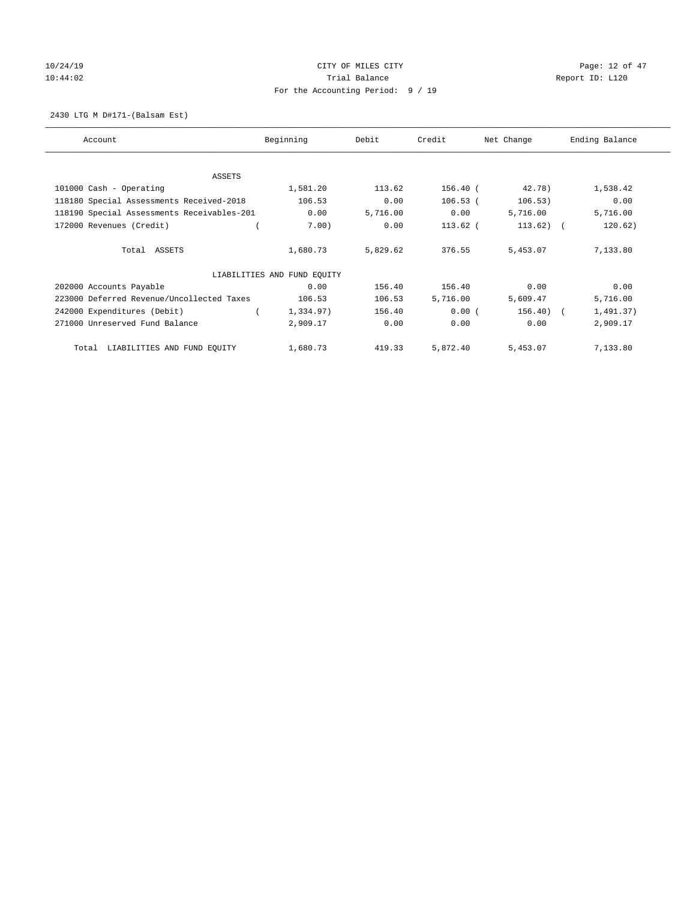CITY OF MILES CITY

Trial Balance

For the Accounting Period: 9 / 19

10/24/19
10:44:02

Report ID: L120

2430 LTG M D#171-(Balsam Est)

| Account | Beginning | Debit | Credit | Net Change | Ending Balance |
|---|---|---|---|---|---|
| ASSETS | | | | | |
| 101000 Cash - Operating | 1,581.20 | 113.62 | 156.40 | ( 42.78) | 1,538.42 |
| 118180 Special Assessments Received-2018 | 106.53 | 0.00 | 106.53 | ( 106.53) | 0.00 |
| 118190 Special Assessments Receivables-201 | 0.00 | 5,716.00 | 0.00 | 5,716.00 | 5,716.00 |
| 172000 Revenues (Credit) | ( 7.00) | 0.00 | 113.62 | ( 113.62) | ( 120.62) |
| Total ASSETS | 1,680.73 | 5,829.62 | 376.55 | 5,453.07 | 7,133.80 |
| LIABILITIES AND FUND EQUITY | | | | | |
| 202000 Accounts Payable | 0.00 | 156.40 | 156.40 | 0.00 | 0.00 |
| 223000 Deferred Revenue/Uncollected Taxes | 106.53 | 106.53 | 5,716.00 | 5,609.47 | 5,716.00 |
| 242000 Expenditures (Debit) | ( 1,334.97) | 156.40 | 0.00 | ( 156.40) | ( 1,491.37) |
| 271000 Unreserved Fund Balance | 2,909.17 | 0.00 | 0.00 | 0.00 | 2,909.17 |
| Total LIABILITIES AND FUND EQUITY | 1,680.73 | 419.33 | 5,872.40 | 5,453.07 | 7,133.80 |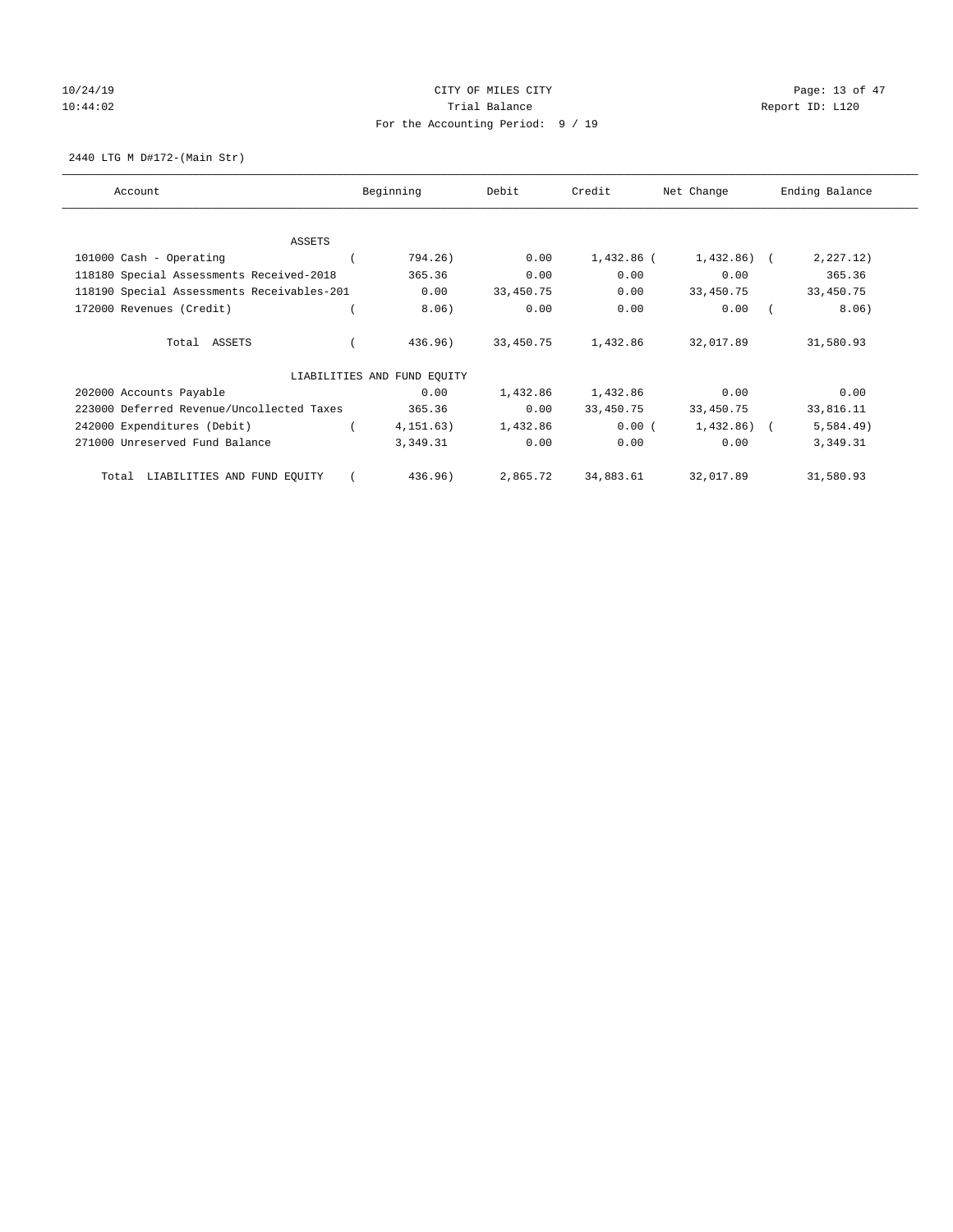CITY OF MILES CITY

Trial Balance

For the Accounting Period: 9 / 19

2440 LTG M D#172-(Main Str)

| Account | Beginning | Debit | Credit | Net Change | Ending Balance |
|---|---|---|---|---|---|
| ASSETS | | | | | |
| 101000 Cash - Operating | ( 794.26) | 0.00 | 1,432.86 | ( 1,432.86) | ( 2,227.12) |
| 118180 Special Assessments Received-2018 | 365.36 | 0.00 | 0.00 | 0.00 | 365.36 |
| 118190 Special Assessments Receivables-201 | 0.00 | 33,450.75 | 0.00 | 33,450.75 | 33,450.75 |
| 172000 Revenues (Credit) | ( 8.06) | 0.00 | 0.00 | 0.00 | ( 8.06) |
| Total ASSETS | ( 436.96) | 33,450.75 | 1,432.86 | 32,017.89 | 31,580.93 |
| LIABILITIES AND FUND EQUITY | | | | | |
| 202000 Accounts Payable | 0.00 | 1,432.86 | 1,432.86 | 0.00 | 0.00 |
| 223000 Deferred Revenue/Uncollected Taxes | 365.36 | 0.00 | 33,450.75 | 33,450.75 | 33,816.11 |
| 242000 Expenditures (Debit) | ( 4,151.63) | 1,432.86 | 0.00 | ( 1,432.86) | ( 5,584.49) |
| 271000 Unreserved Fund Balance | 3,349.31 | 0.00 | 0.00 | 0.00 | 3,349.31 |
| Total LIABILITIES AND FUND EQUITY | ( 436.96) | 2,865.72 | 34,883.61 | 32,017.89 | 31,580.93 |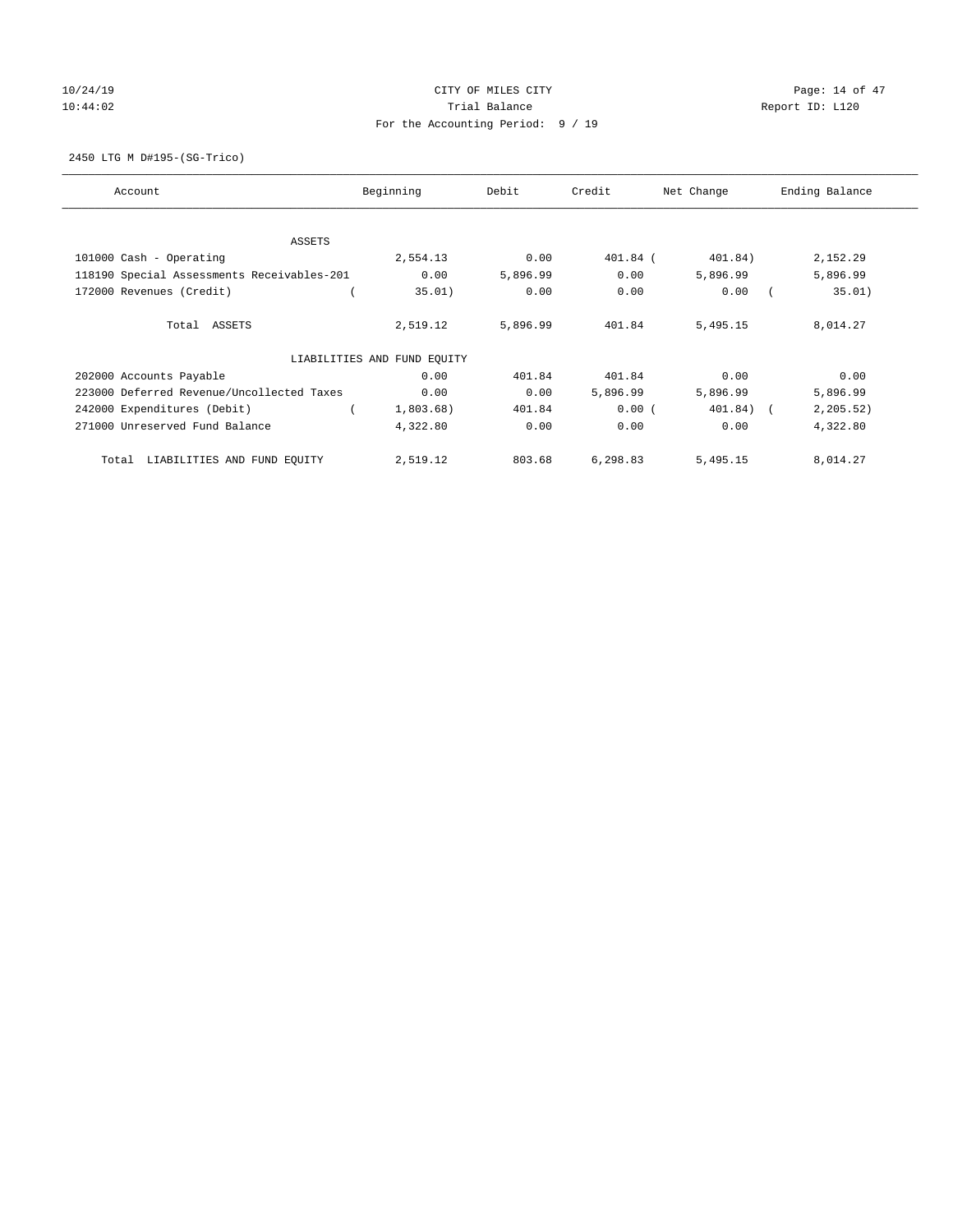CITY OF MILES CITY

Trial Balance

For the Accounting Period: 9 / 19

10/24/19 10:44:02 Report ID: L120

2450 LTG M D#195-(SG-Trico)

| Account | Beginning | Debit | Credit | Net Change | Ending Balance |
|---|---|---|---|---|---|
| ASSETS | | | | | |
| 101000 Cash - Operating | 2,554.13 | 0.00 | 401.84 | (401.84) | 2,152.29 |
| 118190 Special Assessments Receivables-201 | 0.00 | 5,896.99 | 0.00 | 5,896.99 | 5,896.99 |
| 172000 Revenues (Credit) | (35.01) | 0.00 | 0.00 | 0.00 | (35.01) |
| Total ASSETS | 2,519.12 | 5,896.99 | 401.84 | 5,495.15 | 8,014.27 |
| LIABILITIES AND FUND EQUITY | | | | | |
| 202000 Accounts Payable | 0.00 | 401.84 | 401.84 | 0.00 | 0.00 |
| 223000 Deferred Revenue/Uncollected Taxes | 0.00 | 0.00 | 5,896.99 | 5,896.99 | 5,896.99 |
| 242000 Expenditures (Debit) | (1,803.68) | 401.84 | 0.00 | (401.84) | (2,205.52) |
| 271000 Unreserved Fund Balance | 4,322.80 | 0.00 | 0.00 | 0.00 | 4,322.80 |
| Total LIABILITIES AND FUND EQUITY | 2,519.12 | 803.68 | 6,298.83 | 5,495.15 | 8,014.27 |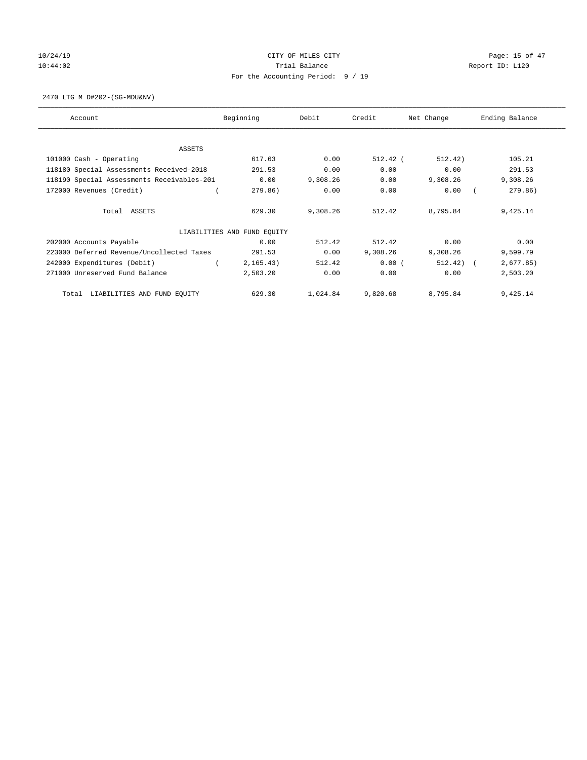CITY OF MILES CITY
Trial Balance
For the Accounting Period: 9 / 19

10/24/19
10:44:02

Report ID: L120

2470 LTG M D#202-(SG-MDU&NV)

| Account | Beginning | Debit | Credit | Net Change | Ending Balance |
|---|---|---|---|---|---|
| ASSETS | | | | | |
| 101000 Cash - Operating | 617.63 | 0.00 | 512.42 | ( 512.42) | 105.21 |
| 118180 Special Assessments Received-2018 | 291.53 | 0.00 | 0.00 | 0.00 | 291.53 |
| 118190 Special Assessments Receivables-201 | 0.00 | 9,308.26 | 0.00 | 9,308.26 | 9,308.26 |
| 172000 Revenues (Credit) | ( 279.86) | 0.00 | 0.00 | 0.00 | ( 279.86) |
| Total ASSETS | 629.30 | 9,308.26 | 512.42 | 8,795.84 | 9,425.14 |
| LIABILITIES AND FUND EQUITY | | | | | |
| 202000 Accounts Payable | 0.00 | 512.42 | 512.42 | 0.00 | 0.00 |
| 223000 Deferred Revenue/Uncollected Taxes | 291.53 | 0.00 | 9,308.26 | 9,308.26 | 9,599.79 |
| 242000 Expenditures (Debit) | ( 2,165.43) | 512.42 | 0.00 | ( 512.42) | ( 2,677.85) |
| 271000 Unreserved Fund Balance | 2,503.20 | 0.00 | 0.00 | 0.00 | 2,503.20 |
| Total LIABILITIES AND FUND EQUITY | 629.30 | 1,024.84 | 9,820.68 | 8,795.84 | 9,425.14 |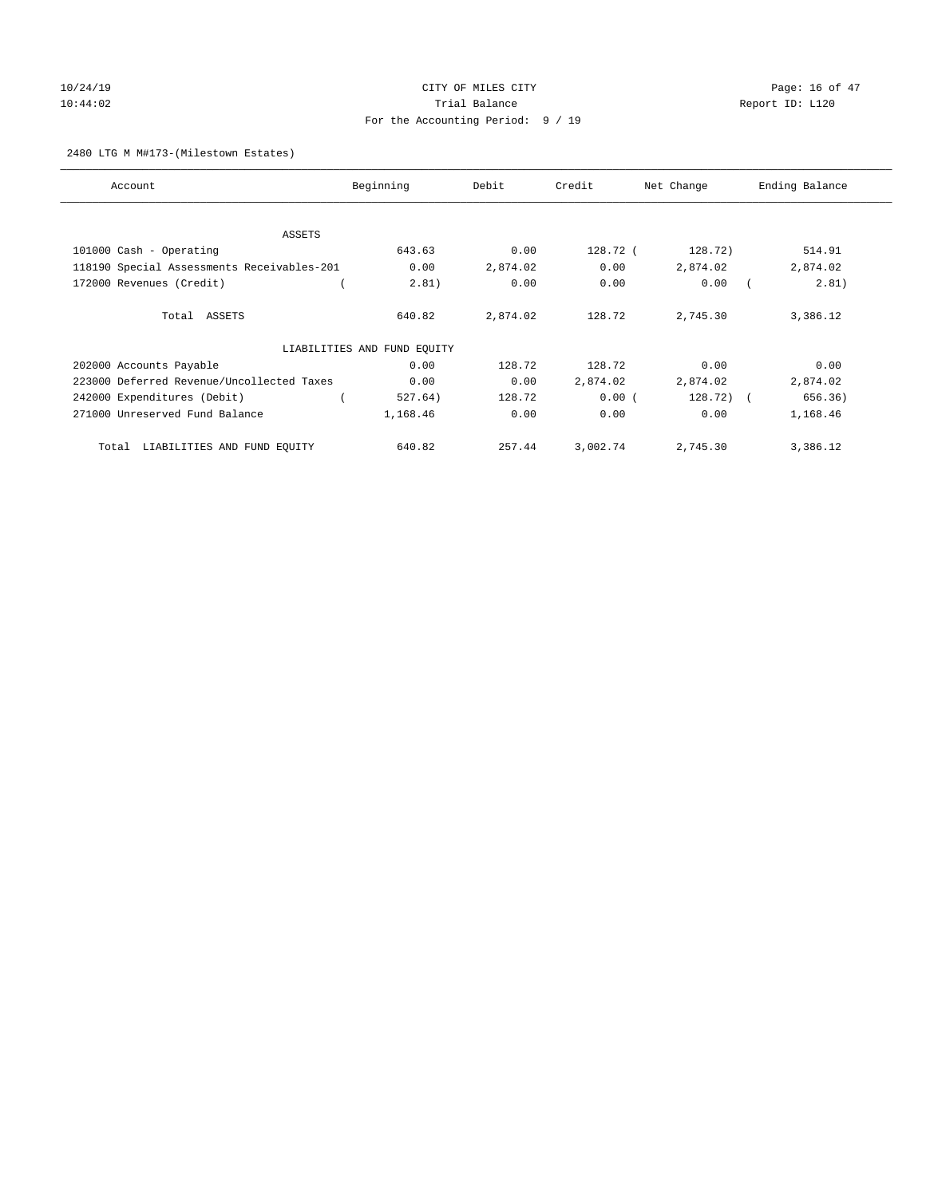CITY OF MILES CITY

Trial Balance

For the Accounting Period: 9 / 19

2480 LTG M M#173-(Milestown Estates)

| Account | Beginning | Debit | Credit | Net Change | Ending Balance |
|---|---|---|---|---|---|
| ASSETS | | | | | |
| 101000 Cash - Operating | 643.63 | 0.00 | 128.72 | ( 128.72) | 514.91 |
| 118190 Special Assessments Receivables-201 | 0.00 | 2,874.02 | 0.00 | 2,874.02 | 2,874.02 |
| 172000 Revenues (Credit) | ( 2.81) | 0.00 | 0.00 | 0.00 | ( 2.81) |
| Total ASSETS | 640.82 | 2,874.02 | 128.72 | 2,745.30 | 3,386.12 |
| LIABILITIES AND FUND EQUITY | | | | | |
| 202000 Accounts Payable | 0.00 | 128.72 | 128.72 | 0.00 | 0.00 |
| 223000 Deferred Revenue/Uncollected Taxes | 0.00 | 0.00 | 2,874.02 | 2,874.02 | 2,874.02 |
| 242000 Expenditures (Debit) | ( 527.64) | 128.72 | 0.00 | ( 128.72) | ( 656.36) |
| 271000 Unreserved Fund Balance | 1,168.46 | 0.00 | 0.00 | 0.00 | 1,168.46 |
| Total LIABILITIES AND FUND EQUITY | 640.82 | 257.44 | 3,002.74 | 2,745.30 | 3,386.12 |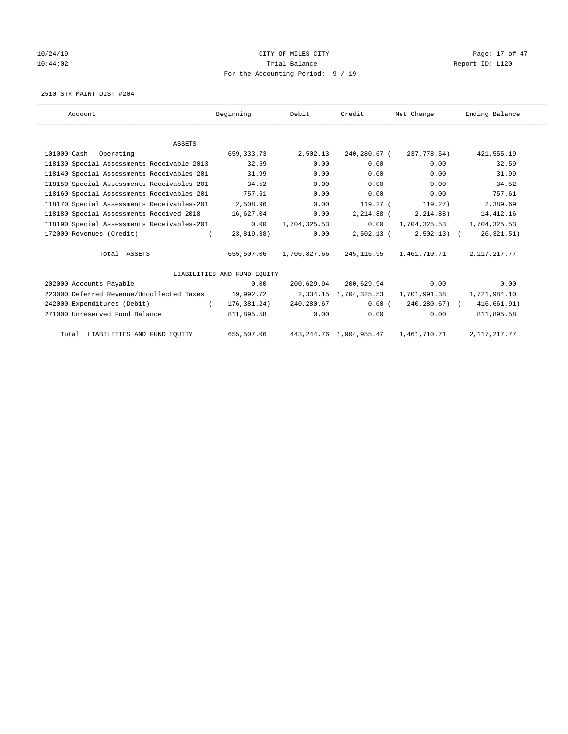CITY OF MILES CITY
Trial Balance
For the Accounting Period: 9 / 19

10/24/19
10:44:02

Report ID: L120

2510 STR MAINT DIST #204

| Account | Beginning | Debit | Credit | Net Change | Ending Balance |
|---|---|---|---|---|---|
| ASSETS | | | | | |
| 101000 Cash - Operating | 659,333.73 | 2,502.13 | 240,280.67 | ( 237,778.54) | 421,555.19 |
| 118130 Special Assessments Receivable 2013 | 32.59 | 0.00 | 0.00 | 0.00 | 32.59 |
| 118140 Special Assessments Receivables-201 | 31.99 | 0.00 | 0.00 | 0.00 | 31.99 |
| 118150 Special Assessments Receivables-201 | 34.52 | 0.00 | 0.00 | 0.00 | 34.52 |
| 118160 Special Assessments Receivables-201 | 757.61 | 0.00 | 0.00 | 0.00 | 757.61 |
| 118170 Special Assessments Receivables-201 | 2,508.96 | 0.00 | 119.27 | ( 119.27) | 2,389.69 |
| 118180 Special Assessments Received-2018 | 16,627.04 | 0.00 | 2,214.88 | ( 2,214.88) | 14,412.16 |
| 118190 Special Assessments Receivables-201 | 0.00 | 1,704,325.53 | 0.00 | 1,704,325.53 | 1,704,325.53 |
| 172000 Revenues (Credit) | ( 23,819.38) | 0.00 | 2,502.13 | ( 2,502.13) | ( 26,321.51) |
| Total ASSETS | 655,507.06 | 1,706,827.66 | 245,116.95 | 1,461,710.71 | 2,117,217.77 |
| LIABILITIES AND FUND EQUITY | | | | | |
| 202000 Accounts Payable | 0.00 | 200,629.94 | 200,629.94 | 0.00 | 0.00 |
| 223000 Deferred Revenue/Uncollected Taxes | 19,992.72 | 2,334.15 | 1,704,325.53 | 1,701,991.38 | 1,721,984.10 |
| 242000 Expenditures (Debit) | ( 176,381.24) | 240,280.67 | 0.00 | ( 240,280.67) | ( 416,661.91) |
| 271000 Unreserved Fund Balance | 811,895.58 | 0.00 | 0.00 | 0.00 | 811,895.58 |
| Total LIABILITIES AND FUND EQUITY | 655,507.06 | 443,244.76 | 1,904,955.47 | 1,461,710.71 | 2,117,217.77 |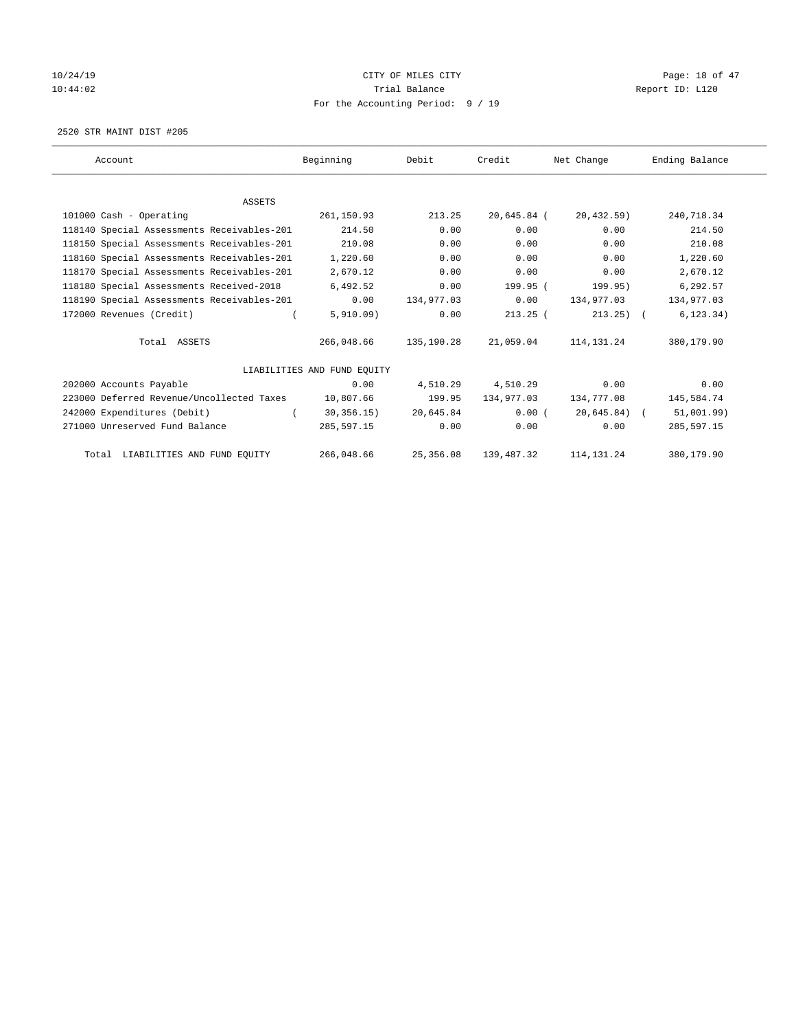CITY OF MILES CITY

Trial Balance

For the Accounting Period: 9 / 19

10/24/19
10:44:02

Report ID: L120

2520 STR MAINT DIST #205

| Account | Beginning | Debit | Credit | Net Change | Ending Balance |
|---|---|---|---|---|---|
| ASSETS | | | | | |
| 101000 Cash - Operating | 261,150.93 | 213.25 | 20,645.84 | ( 20,432.59) | 240,718.34 |
| 118140 Special Assessments Receivables-201 | 214.50 | 0.00 | 0.00 | 0.00 | 214.50 |
| 118150 Special Assessments Receivables-201 | 210.08 | 0.00 | 0.00 | 0.00 | 210.08 |
| 118160 Special Assessments Receivables-201 | 1,220.60 | 0.00 | 0.00 | 0.00 | 1,220.60 |
| 118170 Special Assessments Receivables-201 | 2,670.12 | 0.00 | 0.00 | 0.00 | 2,670.12 |
| 118180 Special Assessments Received-2018 | 6,492.52 | 0.00 | 199.95 | ( 199.95) | 6,292.57 |
| 118190 Special Assessments Receivables-201 | 0.00 | 134,977.03 | 0.00 | 134,977.03 | 134,977.03 |
| 172000 Revenues (Credit) | ( 5,910.09) | 0.00 | 213.25 | ( 213.25) | ( 6,123.34) |
| Total ASSETS | 266,048.66 | 135,190.28 | 21,059.04 | 114,131.24 | 380,179.90 |
| LIABILITIES AND FUND EQUITY | | | | | |
| 202000 Accounts Payable | 0.00 | 4,510.29 | 4,510.29 | 0.00 | 0.00 |
| 223000 Deferred Revenue/Uncollected Taxes | 10,807.66 | 199.95 | 134,977.03 | 134,777.08 | 145,584.74 |
| 242000 Expenditures (Debit) | ( 30,356.15) | 20,645.84 | 0.00 | ( 20,645.84) | ( 51,001.99) |
| 271000 Unreserved Fund Balance | 285,597.15 | 0.00 | 0.00 | 0.00 | 285,597.15 |
| Total LIABILITIES AND FUND EQUITY | 266,048.66 | 25,356.08 | 139,487.32 | 114,131.24 | 380,179.90 |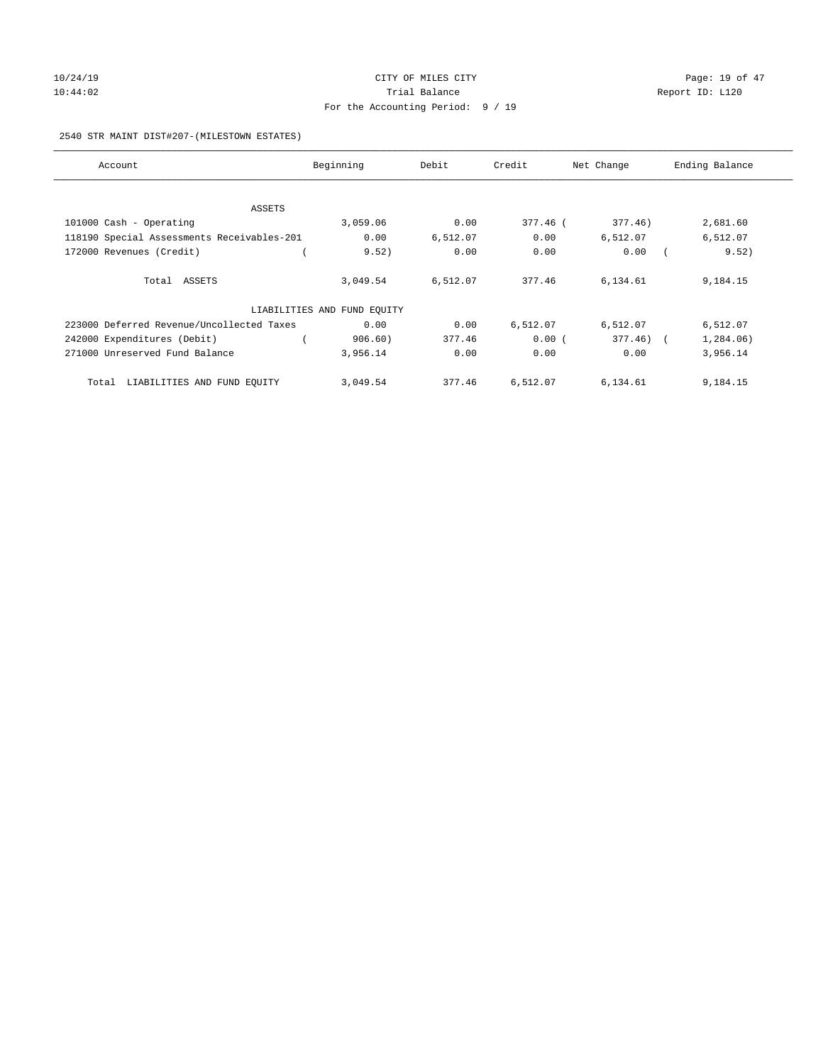CITY OF MILES CITY
Trial Balance
For the Accounting Period: 9 / 19

10/24/19
10:44:02

Report ID: L120

2540 STR MAINT DIST#207-(MILESTOWN ESTATES)

| Account | Beginning | Debit | Credit | Net Change | Ending Balance |
|---|---|---|---|---|---|
| ASSETS | | | | | |
| 101000 Cash - Operating | 3,059.06 | 0.00 | 377.46 | ( 377.46) | 2,681.60 |
| 118190 Special Assessments Receivables-201 | 0.00 | 6,512.07 | 0.00 | 6,512.07 | 6,512.07 |
| 172000 Revenues (Credit) | ( 9.52) | 0.00 | 0.00 | 0.00 | ( 9.52) |
| Total ASSETS | 3,049.54 | 6,512.07 | 377.46 | 6,134.61 | 9,184.15 |
| LIABILITIES AND FUND EQUITY | | | | | |
| 223000 Deferred Revenue/Uncollected Taxes | 0.00 | 0.00 | 6,512.07 | 6,512.07 | 6,512.07 |
| 242000 Expenditures (Debit) | ( 906.60) | 377.46 | 0.00 | ( 377.46) | ( 1,284.06) |
| 271000 Unreserved Fund Balance | 3,956.14 | 0.00 | 0.00 | 0.00 | 3,956.14 |
| Total LIABILITIES AND FUND EQUITY | 3,049.54 | 377.46 | 6,512.07 | 6,134.61 | 9,184.15 |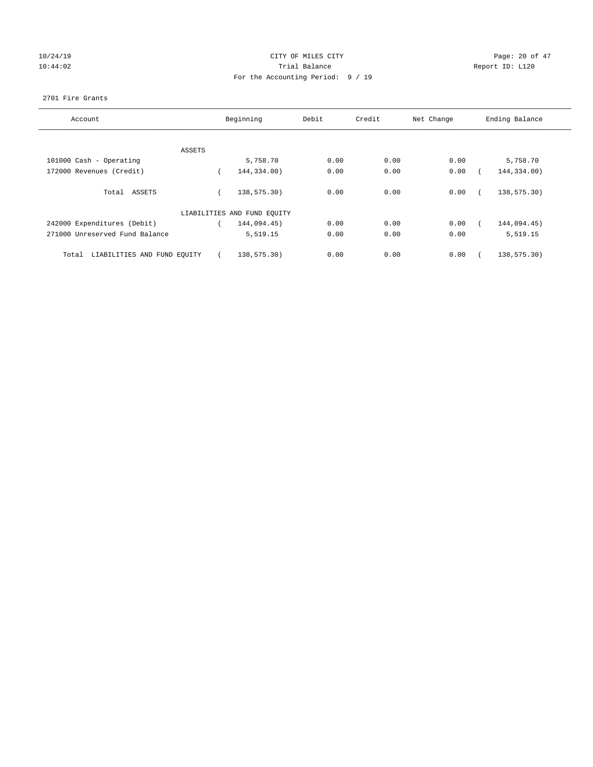CITY OF MILES CITY

Trial Balance

For the Accounting Period: 9 / 19

10/24/19 10:44:02 Report ID: L120

2701 Fire Grants

| Account | Beginning | Debit | Credit | Net Change | Ending Balance |
|---|---|---|---|---|---|
| ASSETS | | | | | |
| 101000 Cash - Operating | 5,758.70 | 0.00 | 0.00 | 0.00 | 5,758.70 |
| 172000 Revenues (Credit) | ( 144,334.00) | 0.00 | 0.00 | 0.00 | ( 144,334.00) |
| Total ASSETS | ( 138,575.30) | 0.00 | 0.00 | 0.00 | ( 138,575.30) |
| LIABILITIES AND FUND EQUITY | | | | | |
| 242000 Expenditures (Debit) | ( 144,094.45) | 0.00 | 0.00 | 0.00 | ( 144,094.45) |
| 271000 Unreserved Fund Balance | 5,519.15 | 0.00 | 0.00 | 0.00 | 5,519.15 |
| Total LIABILITIES AND FUND EQUITY | ( 138,575.30) | 0.00 | 0.00 | 0.00 | ( 138,575.30) |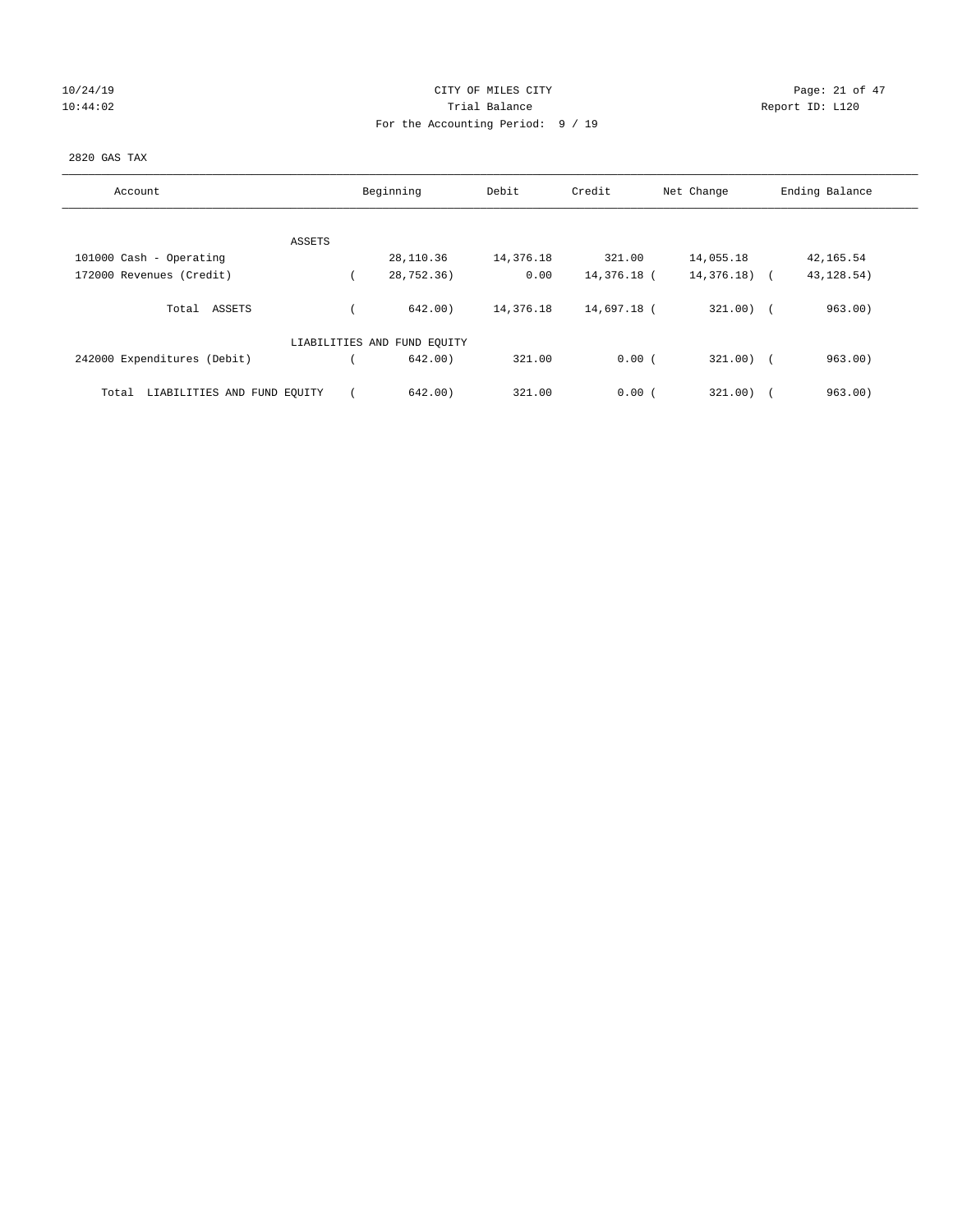CITY OF MILES CITY

Trial Balance

For the Accounting Period: 9 / 19

10/24/19
10:44:02

Report ID: L120

2820 GAS TAX

| Account | Beginning | Debit | Credit | Net Change | Ending Balance |
|---|---|---|---|---|---|
| ASSETS | | | | | |
| 101000 Cash - Operating | 28,110.36 | 14,376.18 | 321.00 | 14,055.18 | 42,165.54 |
| 172000 Revenues (Credit) | ( 28,752.36) | 0.00 | 14,376.18 | ( 14,376.18) | ( 43,128.54) |
| Total ASSETS | ( 642.00) | 14,376.18 | 14,697.18 | ( 321.00) | ( 963.00) |
| LIABILITIES AND FUND EQUITY | | | | | |
| 242000 Expenditures (Debit) | ( 642.00) | 321.00 | 0.00 | ( 321.00) | ( 963.00) |
| Total LIABILITIES AND FUND EQUITY | ( 642.00) | 321.00 | 0.00 | ( 321.00) | ( 963.00) |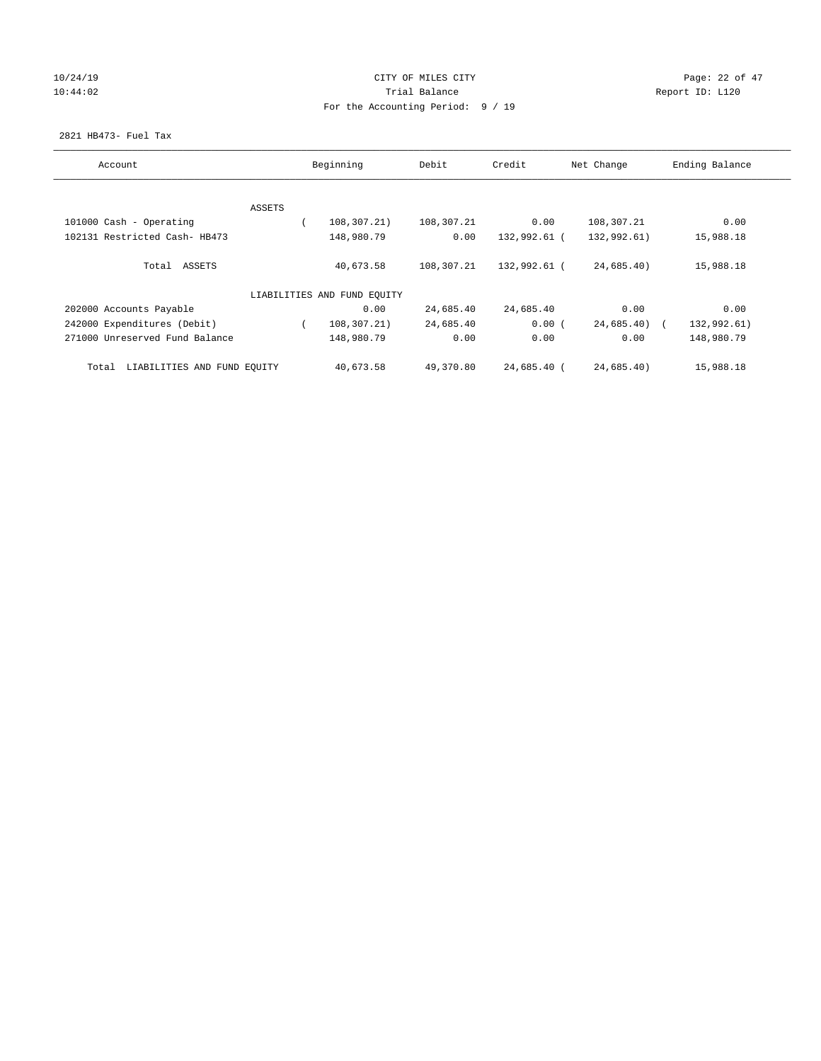CITY OF MILES CITY
Trial Balance
For the Accounting Period: 9 / 19

10/24/19
10:44:02

Report ID: L120

2821 HB473- Fuel Tax

| Account | Beginning | Debit | Credit | Net Change | Ending Balance |
|---|---|---|---|---|---|
| ASSETS | | | | | |
| 101000 Cash - Operating | ( 108,307.21) | 108,307.21 | 0.00 | 108,307.21 | 0.00 |
| 102131 Restricted Cash- HB473 | 148,980.79 | 0.00 | 132,992.61 | ( 132,992.61) | 15,988.18 |
| Total ASSETS | 40,673.58 | 108,307.21 | 132,992.61 | ( 24,685.40) | 15,988.18 |
| LIABILITIES AND FUND EQUITY | | | | | |
| 202000 Accounts Payable | 0.00 | 24,685.40 | 24,685.40 | 0.00 | 0.00 |
| 242000 Expenditures (Debit) | ( 108,307.21) | 24,685.40 | 0.00 | ( 24,685.40) | ( 132,992.61) |
| 271000 Unreserved Fund Balance | 148,980.79 | 0.00 | 0.00 | 0.00 | 148,980.79 |
| Total LIABILITIES AND FUND EQUITY | 40,673.58 | 49,370.80 | 24,685.40 | ( 24,685.40) | 15,988.18 |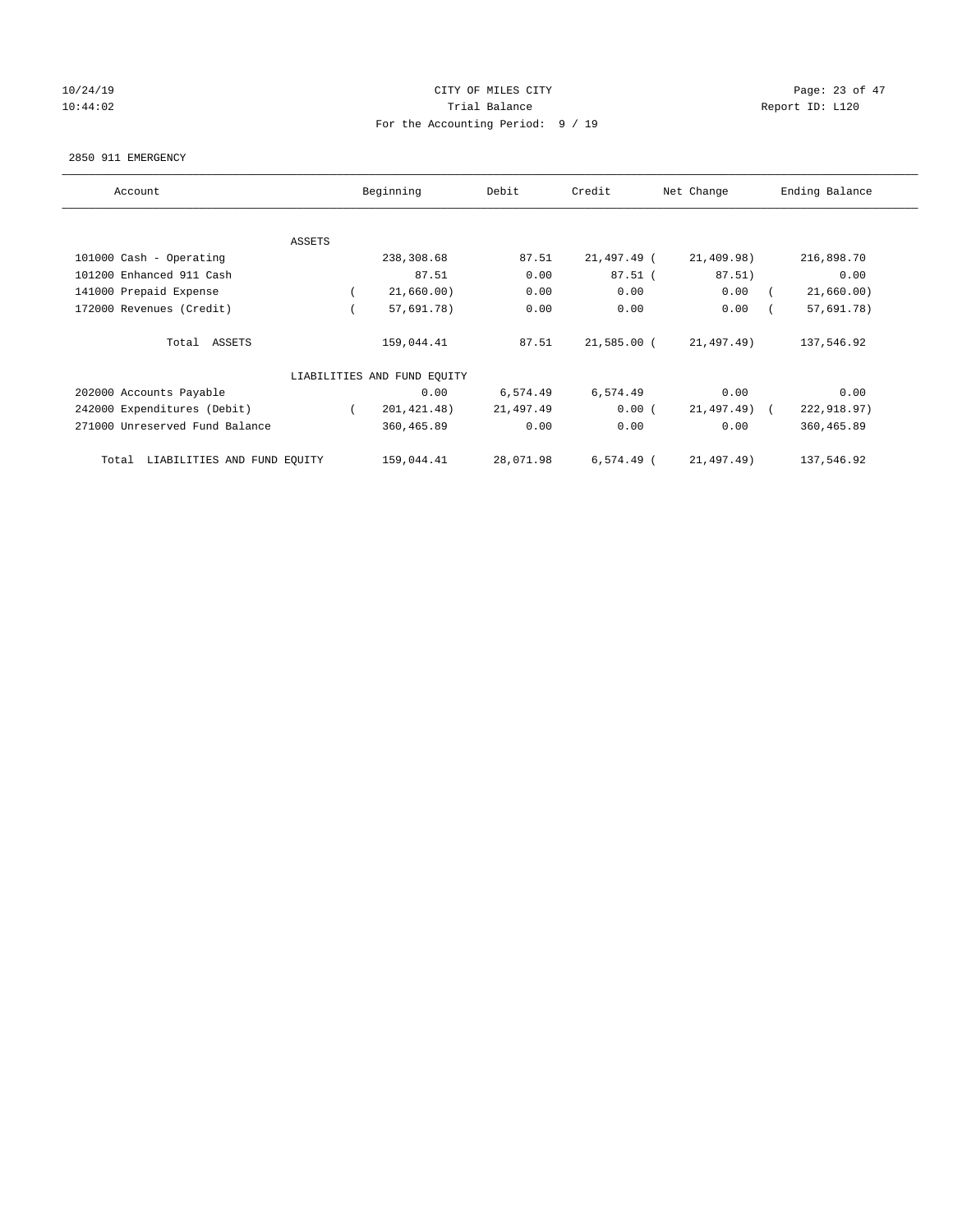10/24/19 CITY OF MILES CITY
10:44:02 Trial Balance Report ID: L120
For the Accounting Period: 9 / 19

2850 911 EMERGENCY

| Account | Beginning | Debit | Credit | Net Change | Ending Balance |
|---|---|---|---|---|---|
| ASSETS | | | | | |
| 101000 Cash - Operating | 238,308.68 | 87.51 | 21,497.49 | ( 21,409.98) | 216,898.70 |
| 101200 Enhanced 911 Cash | 87.51 | 0.00 | 87.51 | ( 87.51) | 0.00 |
| 141000 Prepaid Expense | ( 21,660.00) | 0.00 | 0.00 | 0.00 | ( 21,660.00) |
| 172000 Revenues (Credit) | ( 57,691.78) | 0.00 | 0.00 | 0.00 | ( 57,691.78) |
| Total ASSETS | 159,044.41 | 87.51 | 21,585.00 | ( 21,497.49) | 137,546.92 |
| LIABILITIES AND FUND EQUITY | | | | | |
| 202000 Accounts Payable | 0.00 | 6,574.49 | 6,574.49 | 0.00 | 0.00 |
| 242000 Expenditures (Debit) | ( 201,421.48) | 21,497.49 | 0.00 | ( 21,497.49) | ( 222,918.97) |
| 271000 Unreserved Fund Balance | 360,465.89 | 0.00 | 0.00 | 0.00 | 360,465.89 |
| Total LIABILITIES AND FUND EQUITY | 159,044.41 | 28,071.98 | 6,574.49 | ( 21,497.49) | 137,546.92 |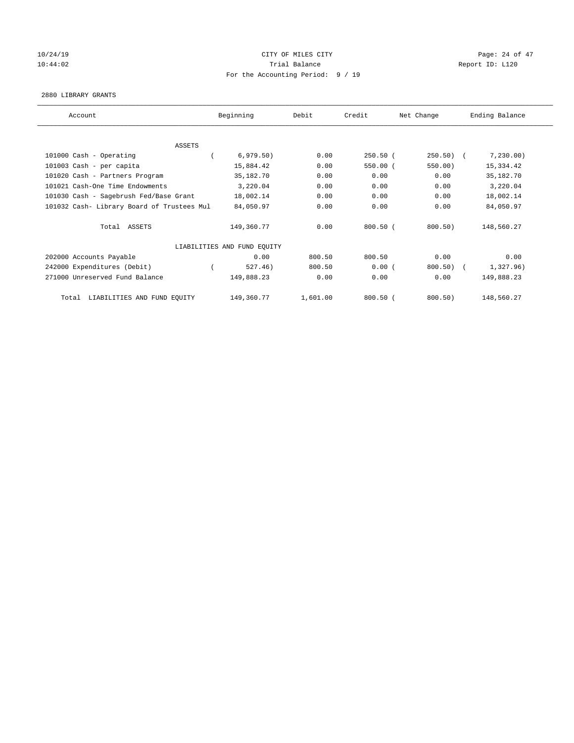CITY OF MILES CITY
Trial Balance
For the Accounting Period: 9 / 19

10/24/19
10:44:02

Report ID: L120

2880 LIBRARY GRANTS

| Account | Beginning | Debit | Credit | Net Change | Ending Balance |
|---|---|---|---|---|---|
| ASSETS | | | | | |
| 101000 Cash - Operating | ( 6,979.50) | 0.00 | 250.50 | ( 250.50) | ( 7,230.00) |
| 101003 Cash - per capita | 15,884.42 | 0.00 | 550.00 | ( 550.00) | 15,334.42 |
| 101020 Cash - Partners Program | 35,182.70 | 0.00 | 0.00 | 0.00 | 35,182.70 |
| 101021 Cash-One Time Endowments | 3,220.04 | 0.00 | 0.00 | 0.00 | 3,220.04 |
| 101030 Cash - Sagebrush Fed/Base Grant | 18,002.14 | 0.00 | 0.00 | 0.00 | 18,002.14 |
| 101032 Cash- Library Board of Trustees Mul | 84,050.97 | 0.00 | 0.00 | 0.00 | 84,050.97 |
| Total ASSETS | 149,360.77 | 0.00 | 800.50 | ( 800.50) | 148,560.27 |
| LIABILITIES AND FUND EQUITY | | | | | |
| 202000 Accounts Payable | 0.00 | 800.50 | 800.50 | 0.00 | 0.00 |
| 242000 Expenditures (Debit) | ( 527.46) | 800.50 | 0.00 | ( 800.50) | ( 1,327.96) |
| 271000 Unreserved Fund Balance | 149,888.23 | 0.00 | 0.00 | 0.00 | 149,888.23 |
| Total LIABILITIES AND FUND EQUITY | 149,360.77 | 1,601.00 | 800.50 | ( 800.50) | 148,560.27 |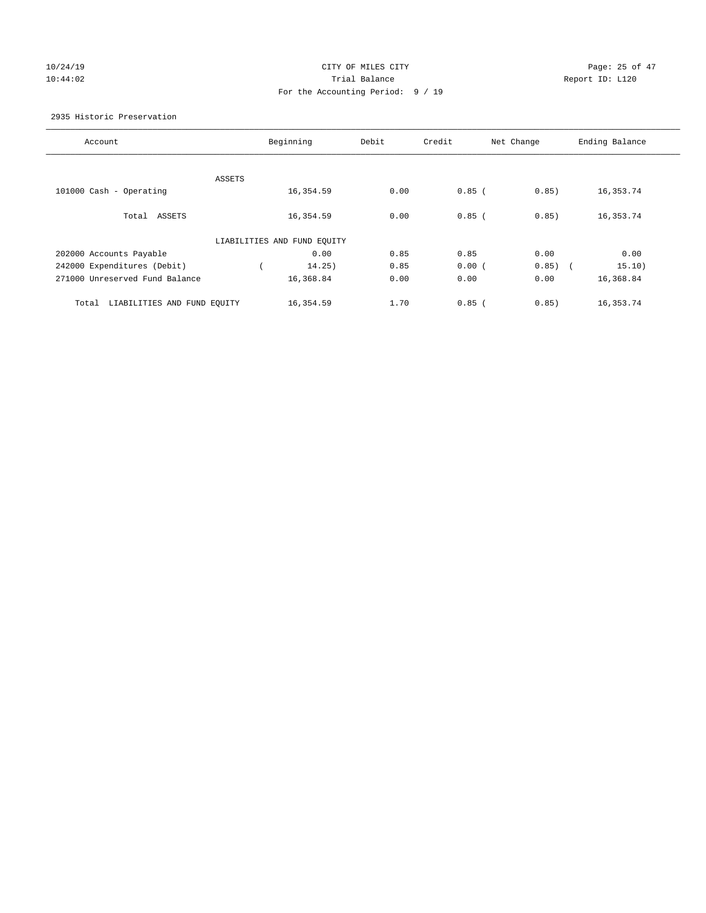CITY OF MILES CITY
Trial Balance
For the Accounting Period: 9 / 19

10/24/19
10:44:02

Report ID: L120

2935 Historic Preservation

| Account | Beginning | Debit | Credit | Net Change | Ending Balance |
|---|---|---|---|---|---|
| ASSETS | | | | | |
| 101000 Cash - Operating | 16,354.59 | 0.00 | 0.85 | ( 0.85) | 16,353.74 |
| Total ASSETS | 16,354.59 | 0.00 | 0.85 | ( 0.85) | 16,353.74 |
| LIABILITIES AND FUND EQUITY | | | | | |
| 202000 Accounts Payable | 0.00 | 0.85 | 0.85 | 0.00 | 0.00 |
| 242000 Expenditures (Debit) | ( 14.25) | 0.85 | 0.00 | ( 0.85) | ( 15.10) |
| 271000 Unreserved Fund Balance | 16,368.84 | 0.00 | 0.00 | 0.00 | 16,368.84 |
| Total LIABILITIES AND FUND EQUITY | 16,354.59 | 1.70 | 0.85 | ( 0.85) | 16,353.74 |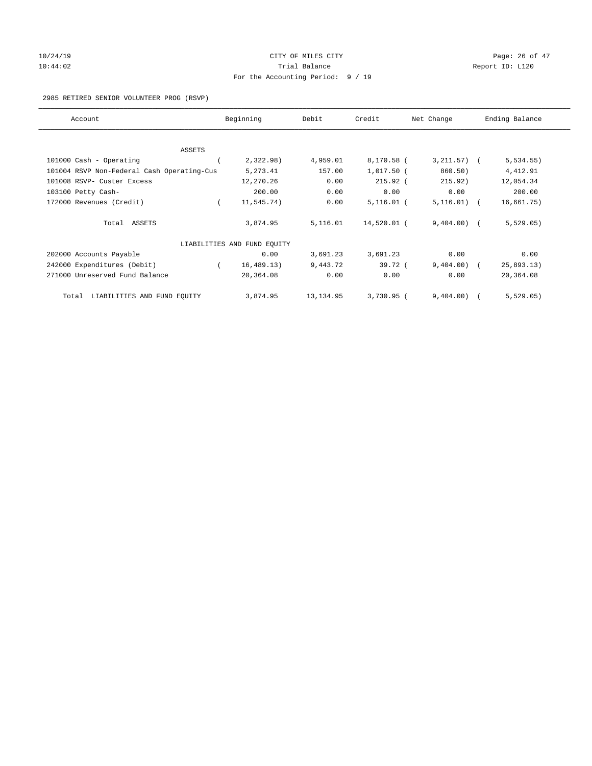CITY OF MILES CITY
Trial Balance
For the Accounting Period: 9 / 19

2985 RETIRED SENIOR VOLUNTEER PROG (RSVP)

| Account | Beginning | Debit | Credit | Net Change | Ending Balance |
|---|---|---|---|---|---|
| ASSETS | | | | | |
| 101000 Cash - Operating | ( 2,322.98) | 4,959.01 | 8,170.58 | ( 3,211.57) | ( 5,534.55) |
| 101004 RSVP Non-Federal Cash Operating-Cus | 5,273.41 | 157.00 | 1,017.50 | ( 860.50) | 4,412.91 |
| 101008 RSVP- Custer Excess | 12,270.26 | 0.00 | 215.92 | ( 215.92) | 12,054.34 |
| 103100 Petty Cash- | 200.00 | 0.00 | 0.00 | 0.00 | 200.00 |
| 172000 Revenues (Credit) | ( 11,545.74) | 0.00 | 5,116.01 | ( 5,116.01) | ( 16,661.75) |
| Total ASSETS | 3,874.95 | 5,116.01 | 14,520.01 | ( 9,404.00) | ( 5,529.05) |
| LIABILITIES AND FUND EQUITY | | | | | |
| 202000 Accounts Payable | 0.00 | 3,691.23 | 3,691.23 | 0.00 | 0.00 |
| 242000 Expenditures (Debit) | ( 16,489.13) | 9,443.72 | 39.72 | ( 9,404.00) | ( 25,893.13) |
| 271000 Unreserved Fund Balance | 20,364.08 | 0.00 | 0.00 | 0.00 | 20,364.08 |
| Total LIABILITIES AND FUND EQUITY | 3,874.95 | 13,134.95 | 3,730.95 | ( 9,404.00) | ( 5,529.05) |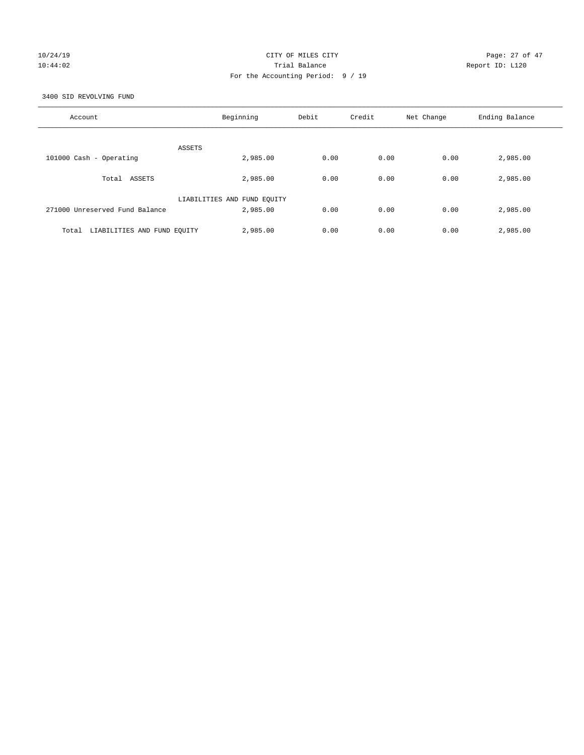CITY OF MILES CITY
Trial Balance
For the Accounting Period: 9 / 19

10/24/19
10:44:02

Report ID: L120

3400 SID REVOLVING FUND

| Account | Beginning | Debit | Credit | Net Change | Ending Balance |
|---|---|---|---|---|---|
| ASSETS | | | | | |
| 101000 Cash - Operating | 2,985.00 | 0.00 | 0.00 | 0.00 | 2,985.00 |
| Total ASSETS | 2,985.00 | 0.00 | 0.00 | 0.00 | 2,985.00 |
| LIABILITIES AND FUND EQUITY | | | | | |
| 271000 Unreserved Fund Balance | 2,985.00 | 0.00 | 0.00 | 0.00 | 2,985.00 |
| Total LIABILITIES AND FUND EQUITY | 2,985.00 | 0.00 | 0.00 | 0.00 | 2,985.00 |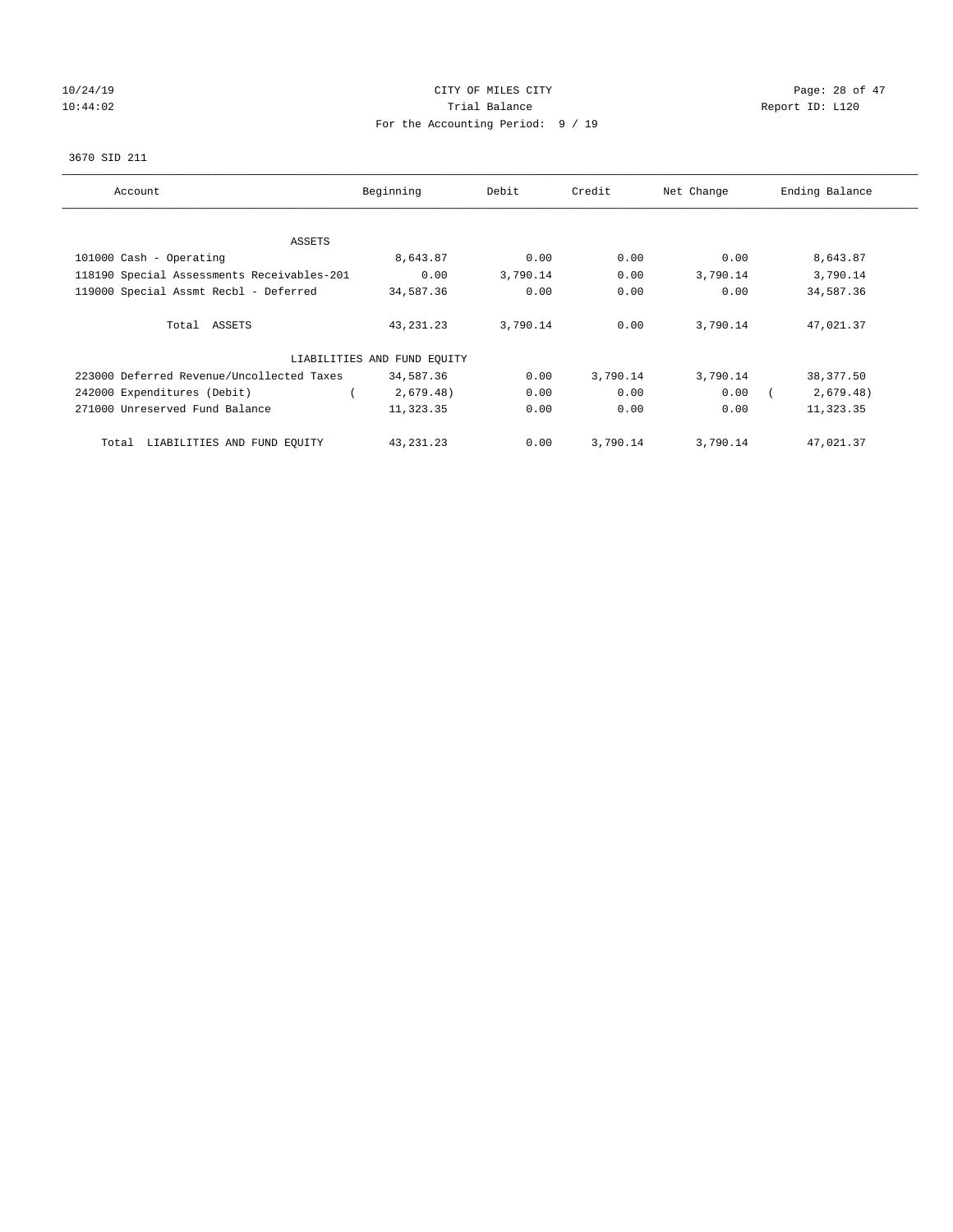CITY OF MILES CITY

Trial Balance

For the Accounting Period: 9 / 19

3670 SID 211

| Account | Beginning | Debit | Credit | Net Change | Ending Balance |
|---|---|---|---|---|---|
| ASSETS | | | | | |
| 101000 Cash - Operating | 8,643.87 | 0.00 | 0.00 | 0.00 | 8,643.87 |
| 118190 Special Assessments Receivables-201 | 0.00 | 3,790.14 | 0.00 | 3,790.14 | 3,790.14 |
| 119000 Special Assmt Recbl - Deferred | 34,587.36 | 0.00 | 0.00 | 0.00 | 34,587.36 |
| Total ASSETS | 43,231.23 | 3,790.14 | 0.00 | 3,790.14 | 47,021.37 |
| LIABILITIES AND FUND EQUITY | | | | | |
| 223000 Deferred Revenue/Uncollected Taxes | 34,587.36 | 0.00 | 3,790.14 | 3,790.14 | 38,377.50 |
| 242000 Expenditures (Debit) | ( 2,679.48) | 0.00 | 0.00 | 0.00 | ( 2,679.48) |
| 271000 Unreserved Fund Balance | 11,323.35 | 0.00 | 0.00 | 0.00 | 11,323.35 |
| Total LIABILITIES AND FUND EQUITY | 43,231.23 | 0.00 | 3,790.14 | 3,790.14 | 47,021.37 |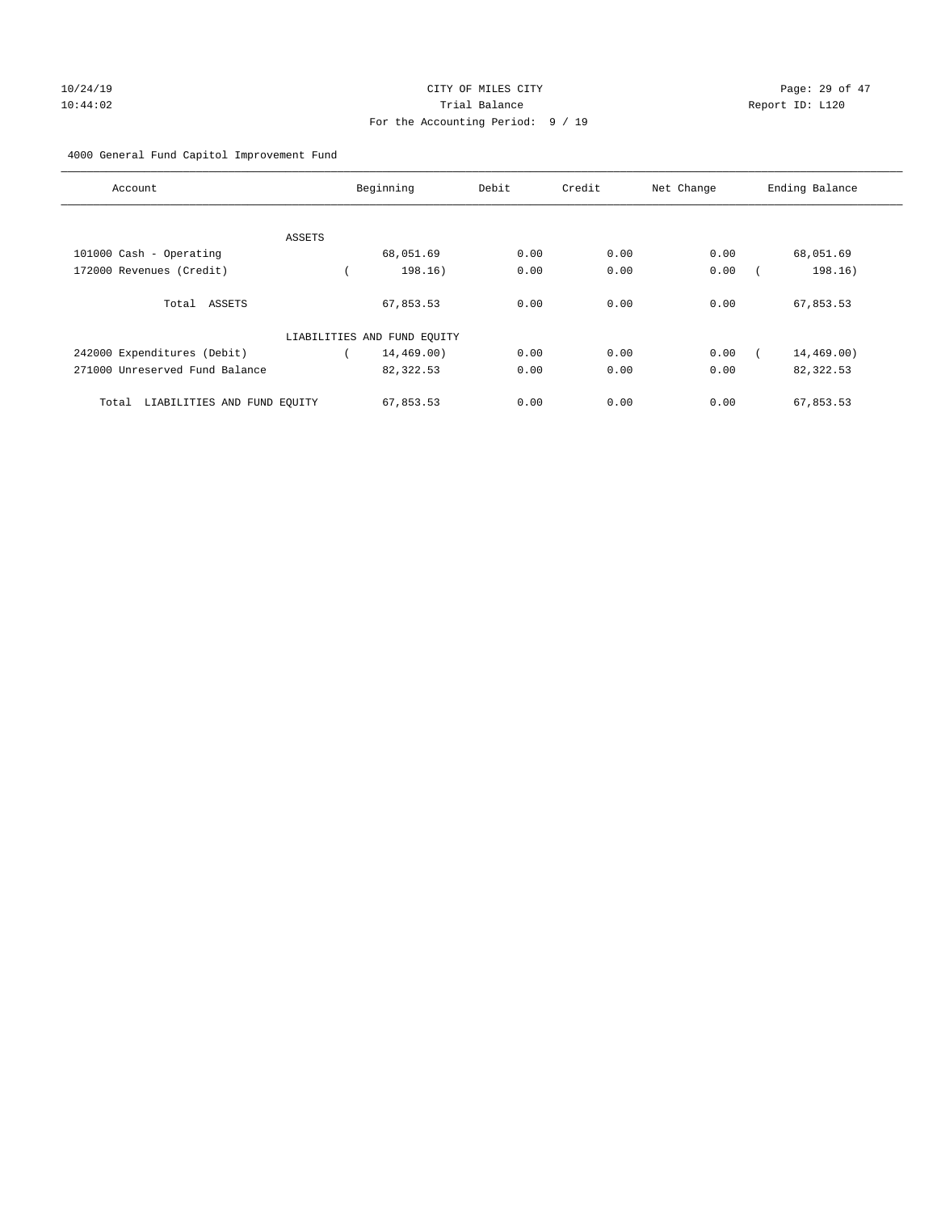CITY OF MILES CITY

Trial Balance

For the Accounting Period: 9 / 19

10/24/19 10:44:02 Report ID: L120

4000 General Fund Capitol Improvement Fund

| Account | Beginning | Debit | Credit | Net Change | Ending Balance |
|---|---|---|---|---|---|
| ASSETS | | | | | |
| 101000 Cash - Operating | 68,051.69 | 0.00 | 0.00 | 0.00 | 68,051.69 |
| 172000 Revenues (Credit) | ( 198.16) | 0.00 | 0.00 | 0.00 | ( 198.16) |
| Total ASSETS | 67,853.53 | 0.00 | 0.00 | 0.00 | 67,853.53 |
| LIABILITIES AND FUND EQUITY | | | | | |
| 242000 Expenditures (Debit) | ( 14,469.00) | 0.00 | 0.00 | 0.00 | ( 14,469.00) |
| 271000 Unreserved Fund Balance | 82,322.53 | 0.00 | 0.00 | 0.00 | 82,322.53 |
| Total LIABILITIES AND FUND EQUITY | 67,853.53 | 0.00 | 0.00 | 0.00 | 67,853.53 |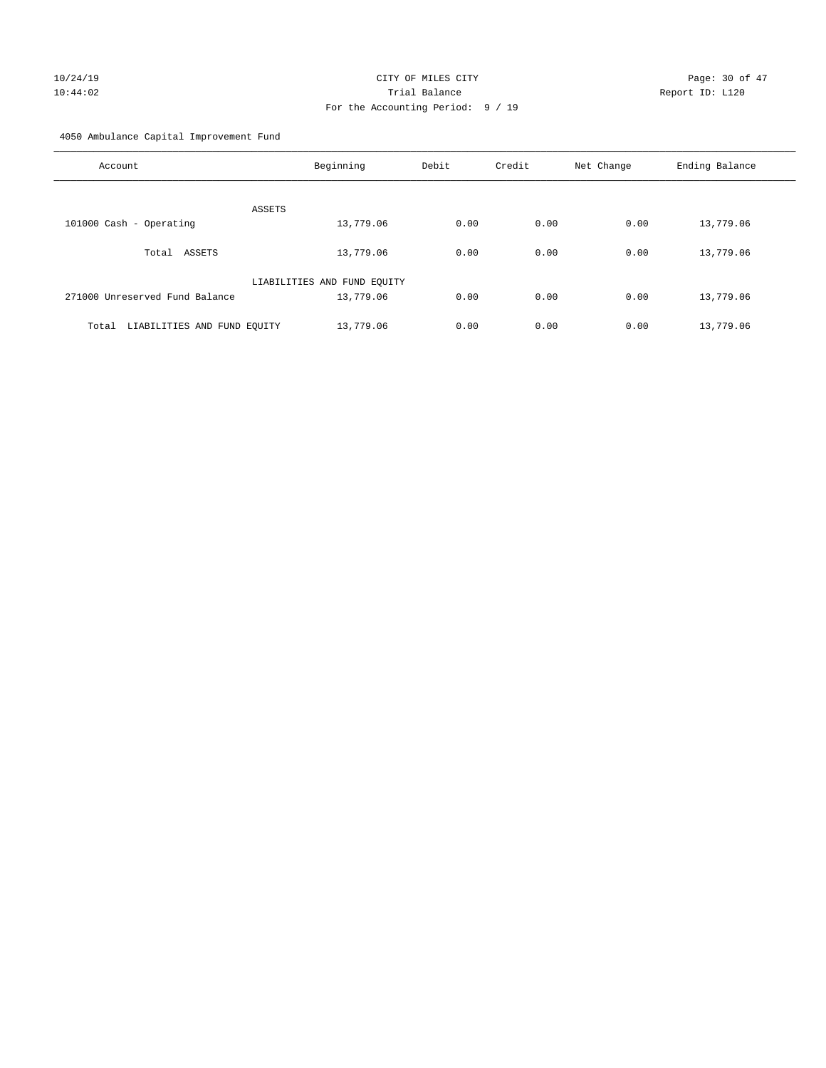CITY OF MILES CITY
Trial Balance
For the Accounting Period: 9 / 19

4050 Ambulance Capital Improvement Fund

| Account | Beginning | Debit | Credit | Net Change | Ending Balance |
|---|---|---|---|---|---|
| ASSETS | | | | | |
| 101000 Cash - Operating | 13,779.06 | 0.00 | 0.00 | 0.00 | 13,779.06 |
| Total ASSETS | 13,779.06 | 0.00 | 0.00 | 0.00 | 13,779.06 |
| LIABILITIES AND FUND EQUITY | | | | | |
| 271000 Unreserved Fund Balance | 13,779.06 | 0.00 | 0.00 | 0.00 | 13,779.06 |
| Total LIABILITIES AND FUND EQUITY | 13,779.06 | 0.00 | 0.00 | 0.00 | 13,779.06 |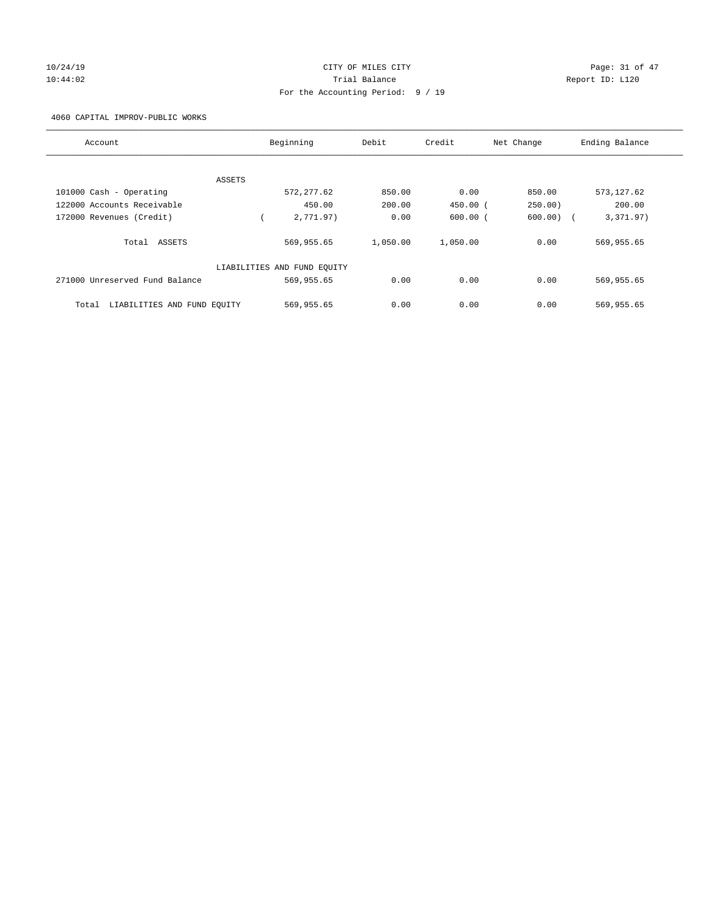CITY OF MILES CITY

Trial Balance

For the Accounting Period: 9 / 19

4060 CAPITAL IMPROV-PUBLIC WORKS

| Account | Beginning | Debit | Credit | Net Change | Ending Balance |
|---|---|---|---|---|---|
| ASSETS | | | | | |
| 101000 Cash - Operating | 572,277.62 | 850.00 | 0.00 | 850.00 | 573,127.62 |
| 122000 Accounts Receivable | 450.00 | 200.00 | 450.00 | (250.00) | 200.00 |
| 172000 Revenues (Credit) | (2,771.97) | 0.00 | 600.00 | (600.00) | (3,371.97) |
| Total ASSETS | 569,955.65 | 1,050.00 | 1,050.00 | 0.00 | 569,955.65 |
| LIABILITIES AND FUND EQUITY | | | | | |
| 271000 Unreserved Fund Balance | 569,955.65 | 0.00 | 0.00 | 0.00 | 569,955.65 |
| Total LIABILITIES AND FUND EQUITY | 569,955.65 | 0.00 | 0.00 | 0.00 | 569,955.65 |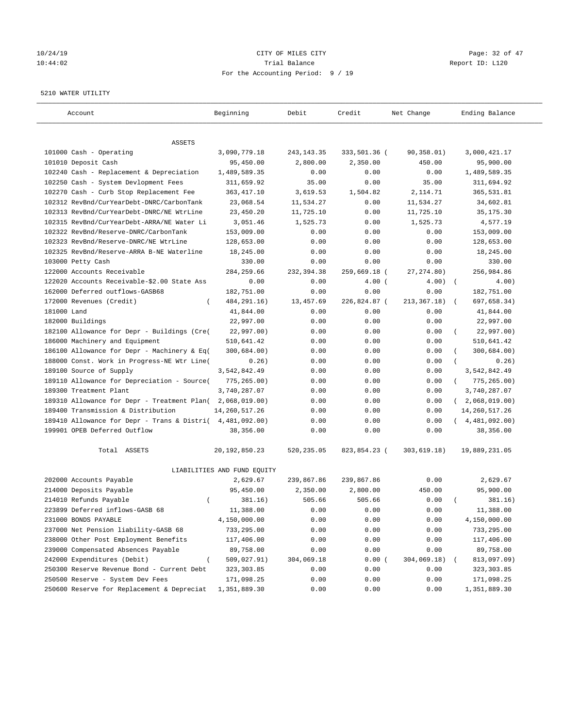CITY OF MILES CITY
Trial Balance
For the Accounting Period: 9 / 19

10/24/19
10:44:02

Report ID: L120

5210 WATER UTILITY

| Account | Beginning | Debit | Credit | Net Change | Ending Balance |
|---|---|---|---|---|---|
| ASSETS | | | | | |
| 101000 Cash - Operating | 3,090,779.18 | 243,143.35 | 333,501.36 | (90,358.01) | 3,000,421.17 |
| 101010 Deposit Cash | 95,450.00 | 2,800.00 | 2,350.00 | 450.00 | 95,900.00 |
| 102240 Cash - Replacement & Depreciation | 1,489,589.35 | 0.00 | 0.00 | 0.00 | 1,489,589.35 |
| 102250 Cash - System Devlopment Fees | 311,659.92 | 35.00 | 0.00 | 35.00 | 311,694.92 |
| 102270 Cash - Curb Stop Replacement Fee | 363,417.10 | 3,619.53 | 1,504.82 | 2,114.71 | 365,531.81 |
| 102312 RevBnd/CurYearDebt-DNRC/CarbonTank | 23,068.54 | 11,534.27 | 0.00 | 11,534.27 | 34,602.81 |
| 102313 RevBnd/CurYearDebt-DNRC/NE WtrLine | 23,450.20 | 11,725.10 | 0.00 | 11,725.10 | 35,175.30 |
| 102315 RevBnd/CurYearDebt-ARRA/NE Water Li | 3,051.46 | 1,525.73 | 0.00 | 1,525.73 | 4,577.19 |
| 102322 RevBnd/Reserve-DNRC/CarbonTank | 153,009.00 | 0.00 | 0.00 | 0.00 | 153,009.00 |
| 102323 RevBnd/Reserve-DNRC/NE WtrLine | 128,653.00 | 0.00 | 0.00 | 0.00 | 128,653.00 |
| 102325 RevBnd/Reserve-ARRA B-NE Waterline | 18,245.00 | 0.00 | 0.00 | 0.00 | 18,245.00 |
| 103000 Petty Cash | 330.00 | 0.00 | 0.00 | 0.00 | 330.00 |
| 122000 Accounts Receivable | 284,259.66 | 232,394.38 | 259,669.18 | (27,274.80) | 256,984.86 |
| 122020 Accounts Receivable-$2.00 State Ass | 0.00 | 0.00 | 4.00 | (4.00) | (4.00) |
| 162000 Deferred outflows-GASB68 | 182,751.00 | 0.00 | 0.00 | 0.00 | 182,751.00 |
| 172000 Revenues (Credit) | (484,291.16) | 13,457.69 | 226,824.87 | (213,367.18) | (697,658.34) |
| 181000 Land | 41,844.00 | 0.00 | 0.00 | 0.00 | 41,844.00 |
| 182000 Buildings | 22,997.00 | 0.00 | 0.00 | 0.00 | 22,997.00 |
| 182100 Allowance for Depr - Buildings (Cre | (22,997.00) | 0.00 | 0.00 | 0.00 | (22,997.00) |
| 186000 Machinery and Equipment | 510,641.42 | 0.00 | 0.00 | 0.00 | 510,641.42 |
| 186100 Allowance for Depr - Machinery & Eq | (300,684.00) | 0.00 | 0.00 | 0.00 | (300,684.00) |
| 188000 Const. Work in Progress-NE Wtr Line | (0.26) | 0.00 | 0.00 | 0.00 | (0.26) |
| 189100 Source of Supply | 3,542,842.49 | 0.00 | 0.00 | 0.00 | 3,542,842.49 |
| 189110 Allowance for Depreciation - Source | (775,265.00) | 0.00 | 0.00 | 0.00 | (775,265.00) |
| 189300 Treatment Plant | 3,740,287.07 | 0.00 | 0.00 | 0.00 | 3,740,287.07 |
| 189310 Allowance for Depr - Treatment Plan | (2,068,019.00) | 0.00 | 0.00 | 0.00 | (2,068,019.00) |
| 189400 Transmission & Distribution | 14,260,517.26 | 0.00 | 0.00 | 0.00 | 14,260,517.26 |
| 189410 Allowance for Depr - Trans & Distri | (4,481,092.00) | 0.00 | 0.00 | 0.00 | (4,481,092.00) |
| 199901 OPEB Deferred Outflow | 38,356.00 | 0.00 | 0.00 | 0.00 | 38,356.00 |
| Total ASSETS | 20,192,850.23 | 520,235.05 | 823,854.23 | (303,619.18) | 19,889,231.05 |
| LIABILITIES AND FUND EQUITY | | | | | |
| 202000 Accounts Payable | 2,629.67 | 239,867.86 | 239,867.86 | 0.00 | 2,629.67 |
| 214000 Deposits Payable | 95,450.00 | 2,350.00 | 2,800.00 | 450.00 | 95,900.00 |
| 214010 Refunds Payable | (381.16) | 505.66 | 505.66 | 0.00 | (381.16) |
| 223899 Deferred inflows-GASB 68 | 11,388.00 | 0.00 | 0.00 | 0.00 | 11,388.00 |
| 231000 BONDS PAYABLE | 4,150,000.00 | 0.00 | 0.00 | 0.00 | 4,150,000.00 |
| 237000 Net Pension liability-GASB 68 | 733,295.00 | 0.00 | 0.00 | 0.00 | 733,295.00 |
| 238000 Other Post Employment Benefits | 117,406.00 | 0.00 | 0.00 | 0.00 | 117,406.00 |
| 239000 Compensated Absences Payable | 89,758.00 | 0.00 | 0.00 | 0.00 | 89,758.00 |
| 242000 Expenditures (Debit) | (509,027.91) | 304,069.18 | 0.00 | (304,069.18) | (813,097.09) |
| 250300 Reserve Revenue Bond - Current Debt | 323,303.85 | 0.00 | 0.00 | 0.00 | 323,303.85 |
| 250500 Reserve - System Dev Fees | 171,098.25 | 0.00 | 0.00 | 0.00 | 171,098.25 |
| 250600 Reserve for Replacement & Depreciat | 1,351,889.30 | 0.00 | 0.00 | 0.00 | 1,351,889.30 |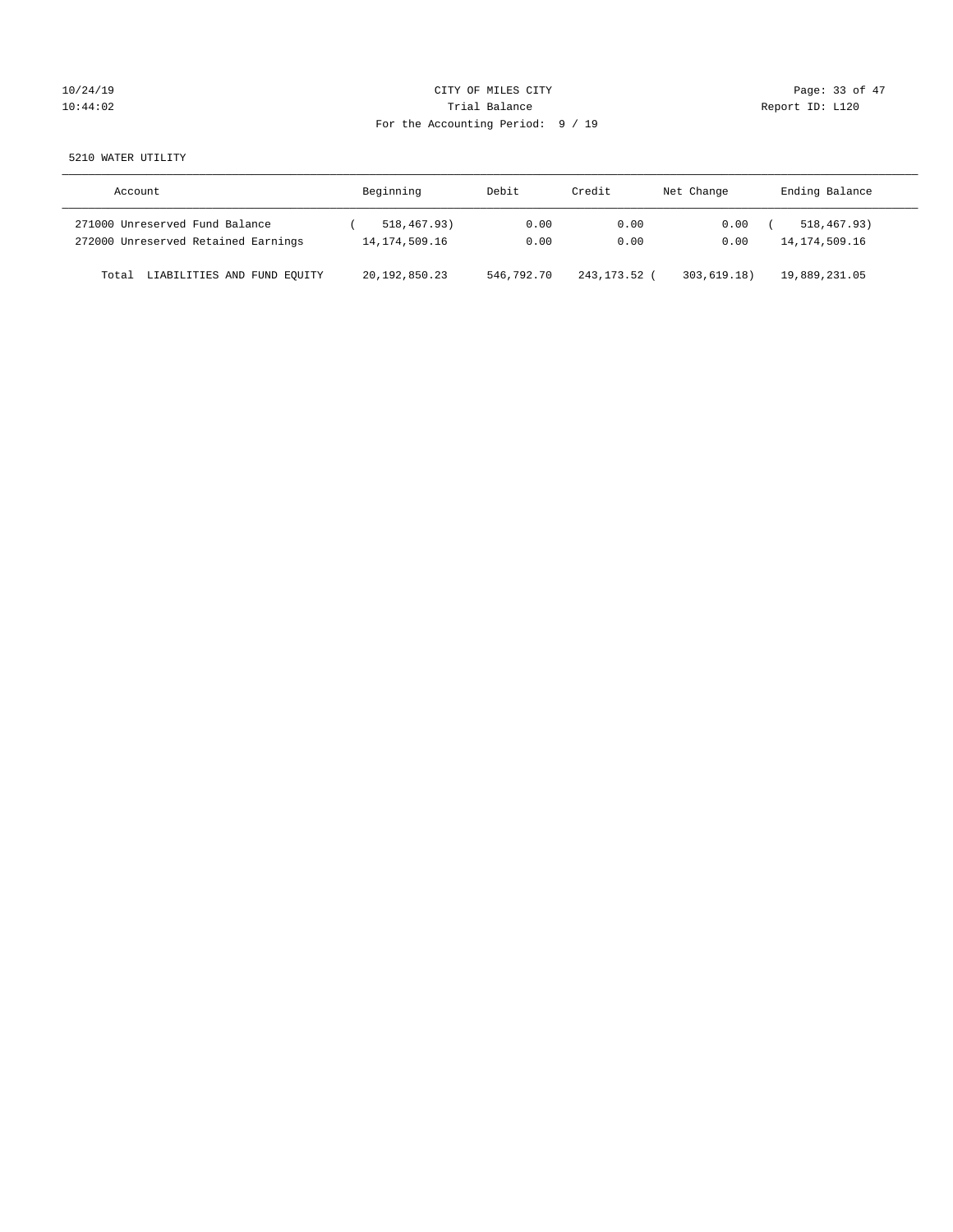CITY OF MILES CITY
Trial Balance
For the Accounting Period: 9 / 19

10/24/19
10:44:02

Report ID: L120

5210 WATER UTILITY

| Account | Beginning | Debit | Credit | Net Change | Ending Balance |
|---|---|---|---|---|---|
| 271000 Unreserved Fund Balance | ( 518,467.93) | 0.00 | 0.00 | 0.00 | ( 518,467.93) |
| 272000 Unreserved Retained Earnings | 14,174,509.16 | 0.00 | 0.00 | 0.00 | 14,174,509.16 |
| Total LIABILITIES AND FUND EQUITY | 20,192,850.23 | 546,792.70 | 243,173.52 | ( 303,619.18) | 19,889,231.05 |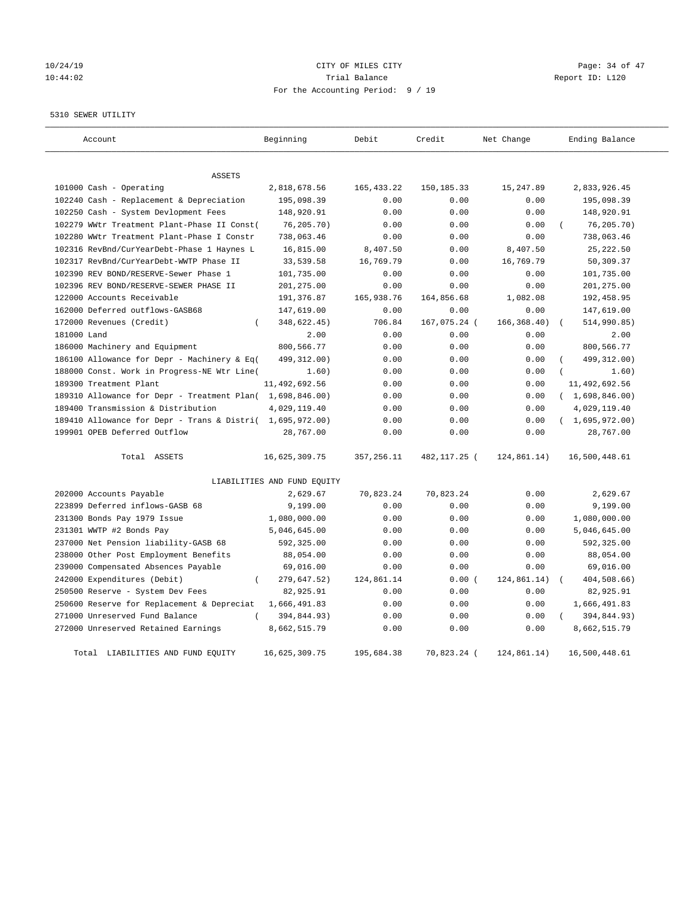10/24/19 CITY OF MILES CITY
10:44:02 Trial Balance Report ID: L120
For the Accounting Period: 9 / 19

5310 SEWER UTILITY

| Account | Beginning | Debit | Credit | Net Change | Ending Balance |
|---|---|---|---|---|---|
| ASSETS | | | | | |
| 101000 Cash - Operating | 2,818,678.56 | 165,433.22 | 150,185.33 | 15,247.89 | 2,833,926.45 |
| 102240 Cash - Replacement & Depreciation | 195,098.39 | 0.00 | 0.00 | 0.00 | 195,098.39 |
| 102250 Cash - System Devlopment Fees | 148,920.91 | 0.00 | 0.00 | 0.00 | 148,920.91 |
| 102279 WWtr Treatment Plant-Phase II Const( | 76,205.70) | 0.00 | 0.00 | 0.00 | ( 76,205.70) |
| 102280 WWtr Treatment Plant-Phase I Constr | 738,063.46 | 0.00 | 0.00 | 0.00 | 738,063.46 |
| 102316 RevBnd/CurYearDebt-Phase 1 Haynes L | 16,815.00 | 8,407.50 | 0.00 | 8,407.50 | 25,222.50 |
| 102317 RevBnd/CurYearDebt-WWTP Phase II | 33,539.58 | 16,769.79 | 0.00 | 16,769.79 | 50,309.37 |
| 102390 REV BOND/RESERVE-Sewer Phase 1 | 101,735.00 | 0.00 | 0.00 | 0.00 | 101,735.00 |
| 102396 REV BOND/RESERVE-SEWER PHASE II | 201,275.00 | 0.00 | 0.00 | 0.00 | 201,275.00 |
| 122000 Accounts Receivable | 191,376.87 | 165,938.76 | 164,856.68 | 1,082.08 | 192,458.95 |
| 162000 Deferred outflows-GASB68 | 147,619.00 | 0.00 | 0.00 | 0.00 | 147,619.00 |
| 172000 Revenues (Credit) | ( 348,622.45) | 706.84 | 167,075.24 ( | 166,368.40) | ( 514,990.85) |
| 181000 Land | 2.00 | 0.00 | 0.00 | 0.00 | 2.00 |
| 186000 Machinery and Equipment | 800,566.77 | 0.00 | 0.00 | 0.00 | 800,566.77 |
| 186100 Allowance for Depr - Machinery & Eq( | 499,312.00) | 0.00 | 0.00 | 0.00 | ( 499,312.00) |
| 188000 Const. Work in Progress-NE Wtr Line( | 1.60) | 0.00 | 0.00 | 0.00 | ( 1.60) |
| 189300 Treatment Plant | 11,492,692.56 | 0.00 | 0.00 | 0.00 | 11,492,692.56 |
| 189310 Allowance for Depr - Treatment Plan( | 1,698,846.00) | 0.00 | 0.00 | 0.00 | ( 1,698,846.00) |
| 189400 Transmission & Distribution | 4,029,119.40 | 0.00 | 0.00 | 0.00 | 4,029,119.40 |
| 189410 Allowance for Depr - Trans & Distri( | 1,695,972.00) | 0.00 | 0.00 | 0.00 | ( 1,695,972.00) |
| 199901 OPEB Deferred Outflow | 28,767.00 | 0.00 | 0.00 | 0.00 | 28,767.00 |
| Total ASSETS | 16,625,309.75 | 357,256.11 | 482,117.25 ( | 124,861.14) | 16,500,448.61 |
| LIABILITIES AND FUND EQUITY | | | | | |
| 202000 Accounts Payable | 2,629.67 | 70,823.24 | 70,823.24 | 0.00 | 2,629.67 |
| 223899 Deferred inflows-GASB 68 | 9,199.00 | 0.00 | 0.00 | 0.00 | 9,199.00 |
| 231300 Bonds Pay 1979 Issue | 1,080,000.00 | 0.00 | 0.00 | 0.00 | 1,080,000.00 |
| 231301 WWTP #2 Bonds Pay | 5,046,645.00 | 0.00 | 0.00 | 0.00 | 5,046,645.00 |
| 237000 Net Pension liability-GASB 68 | 592,325.00 | 0.00 | 0.00 | 0.00 | 592,325.00 |
| 238000 Other Post Employment Benefits | 88,054.00 | 0.00 | 0.00 | 0.00 | 88,054.00 |
| 239000 Compensated Absences Payable | 69,016.00 | 0.00 | 0.00 | 0.00 | 69,016.00 |
| 242000 Expenditures (Debit) | ( 279,647.52) | 124,861.14 | 0.00 ( | 124,861.14) | ( 404,508.66) |
| 250500 Reserve - System Dev Fees | 82,925.91 | 0.00 | 0.00 | 0.00 | 82,925.91 |
| 250600 Reserve for Replacement & Depreciat | 1,666,491.83 | 0.00 | 0.00 | 0.00 | 1,666,491.83 |
| 271000 Unreserved Fund Balance | ( 394,844.93) | 0.00 | 0.00 | 0.00 | ( 394,844.93) |
| 272000 Unreserved Retained Earnings | 8,662,515.79 | 0.00 | 0.00 | 0.00 | 8,662,515.79 |
| Total LIABILITIES AND FUND EQUITY | 16,625,309.75 | 195,684.38 | 70,823.24 ( | 124,861.14) | 16,500,448.61 |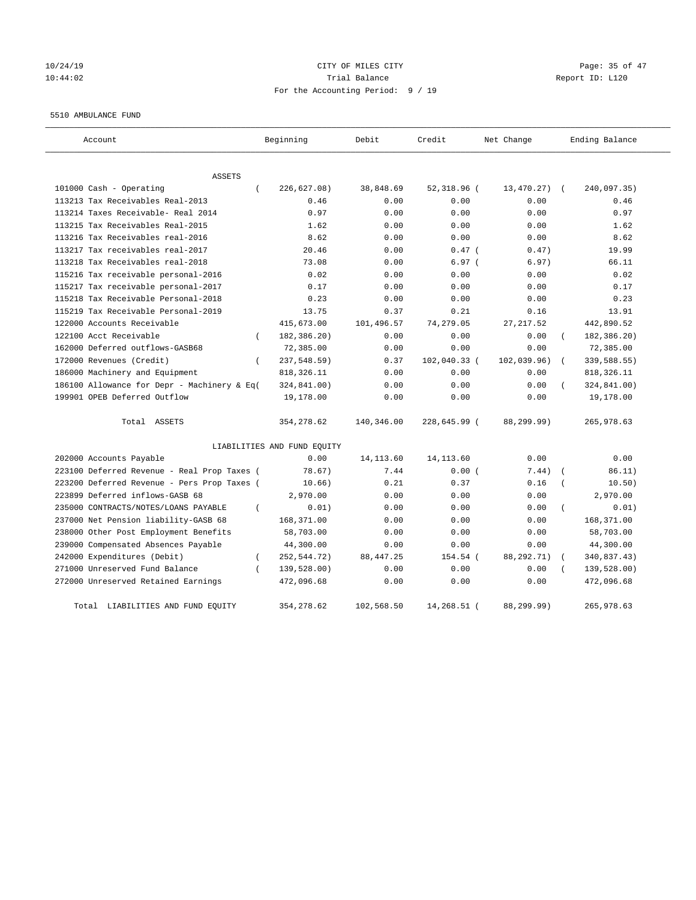CITY OF MILES CITY
Trial Balance
For the Accounting Period: 9 / 19

10/24/19
10:44:02

Report ID: L120

5510 AMBULANCE FUND

| Account | Beginning | Debit | Credit | Net Change | Ending Balance |
|---|---|---|---|---|---|
| ASSETS | | | | | |
| 101000 Cash - Operating | ( 226,627.08) | 38,848.69 | 52,318.96 | ( 13,470.27) | ( 240,097.35) |
| 113213 Tax Receivables Real-2013 | 0.46 | 0.00 | 0.00 | 0.00 | 0.46 |
| 113214 Taxes Receivable- Real 2014 | 0.97 | 0.00 | 0.00 | 0.00 | 0.97 |
| 113215 Tax Receivables Real-2015 | 1.62 | 0.00 | 0.00 | 0.00 | 1.62 |
| 113216 Tax Receivables real-2016 | 8.62 | 0.00 | 0.00 | 0.00 | 8.62 |
| 113217 Tax receivables real-2017 | 20.46 | 0.00 | 0.47 | ( 0.47) | 19.99 |
| 113218 Tax Receivables real-2018 | 73.08 | 0.00 | 6.97 | ( 6.97) | 66.11 |
| 115216 Tax receivable personal-2016 | 0.02 | 0.00 | 0.00 | 0.00 | 0.02 |
| 115217 Tax receivable personal-2017 | 0.17 | 0.00 | 0.00 | 0.00 | 0.17 |
| 115218 Tax Receivable Personal-2018 | 0.23 | 0.00 | 0.00 | 0.00 | 0.23 |
| 115219 Tax Receivable Personal-2019 | 13.75 | 0.37 | 0.21 | 0.16 | 13.91 |
| 122000 Accounts Receivable | 415,673.00 | 101,496.57 | 74,279.05 | 27,217.52 | 442,890.52 |
| 122100 Acct Receivable | ( 182,386.20) | 0.00 | 0.00 | 0.00 | ( 182,386.20) |
| 162000 Deferred outflows-GASB68 | 72,385.00 | 0.00 | 0.00 | 0.00 | 72,385.00 |
| 172000 Revenues (Credit) | ( 237,548.59) | 0.37 | 102,040.33 | ( 102,039.96) | ( 339,588.55) |
| 186000 Machinery and Equipment | 818,326.11 | 0.00 | 0.00 | 0.00 | 818,326.11 |
| 186100 Allowance for Depr - Machinery & Eq( | 324,841.00) | 0.00 | 0.00 | 0.00 | ( 324,841.00) |
| 199901 OPEB Deferred Outflow | 19,178.00 | 0.00 | 0.00 | 0.00 | 19,178.00 |
| Total ASSETS | 354,278.62 | 140,346.00 | 228,645.99 | ( 88,299.99) | 265,978.63 |
| LIABILITIES AND FUND EQUITY | | | | | |
| 202000 Accounts Payable | 0.00 | 14,113.60 | 14,113.60 | 0.00 | 0.00 |
| 223100 Deferred Revenue - Real Prop Taxes ( | 78.67) | 7.44 | 0.00 | ( 7.44) | ( 86.11) |
| 223200 Deferred Revenue - Pers Prop Taxes ( | 10.66) | 0.21 | 0.37 | 0.16 | ( 10.50) |
| 223899 Deferred inflows-GASB 68 | 2,970.00 | 0.00 | 0.00 | 0.00 | 2,970.00 |
| 235000 CONTRACTS/NOTES/LOANS PAYABLE | ( 0.01) | 0.00 | 0.00 | 0.00 | ( 0.01) |
| 237000 Net Pension liability-GASB 68 | 168,371.00 | 0.00 | 0.00 | 0.00 | 168,371.00 |
| 238000 Other Post Employment Benefits | 58,703.00 | 0.00 | 0.00 | 0.00 | 58,703.00 |
| 239000 Compensated Absences Payable | 44,300.00 | 0.00 | 0.00 | 0.00 | 44,300.00 |
| 242000 Expenditures (Debit) | ( 252,544.72) | 88,447.25 | 154.54 | ( 88,292.71) | ( 340,837.43) |
| 271000 Unreserved Fund Balance | ( 139,528.00) | 0.00 | 0.00 | 0.00 | ( 139,528.00) |
| 272000 Unreserved Retained Earnings | 472,096.68 | 0.00 | 0.00 | 0.00 | 472,096.68 |
| Total LIABILITIES AND FUND EQUITY | 354,278.62 | 102,568.50 | 14,268.51 | ( 88,299.99) | 265,978.63 |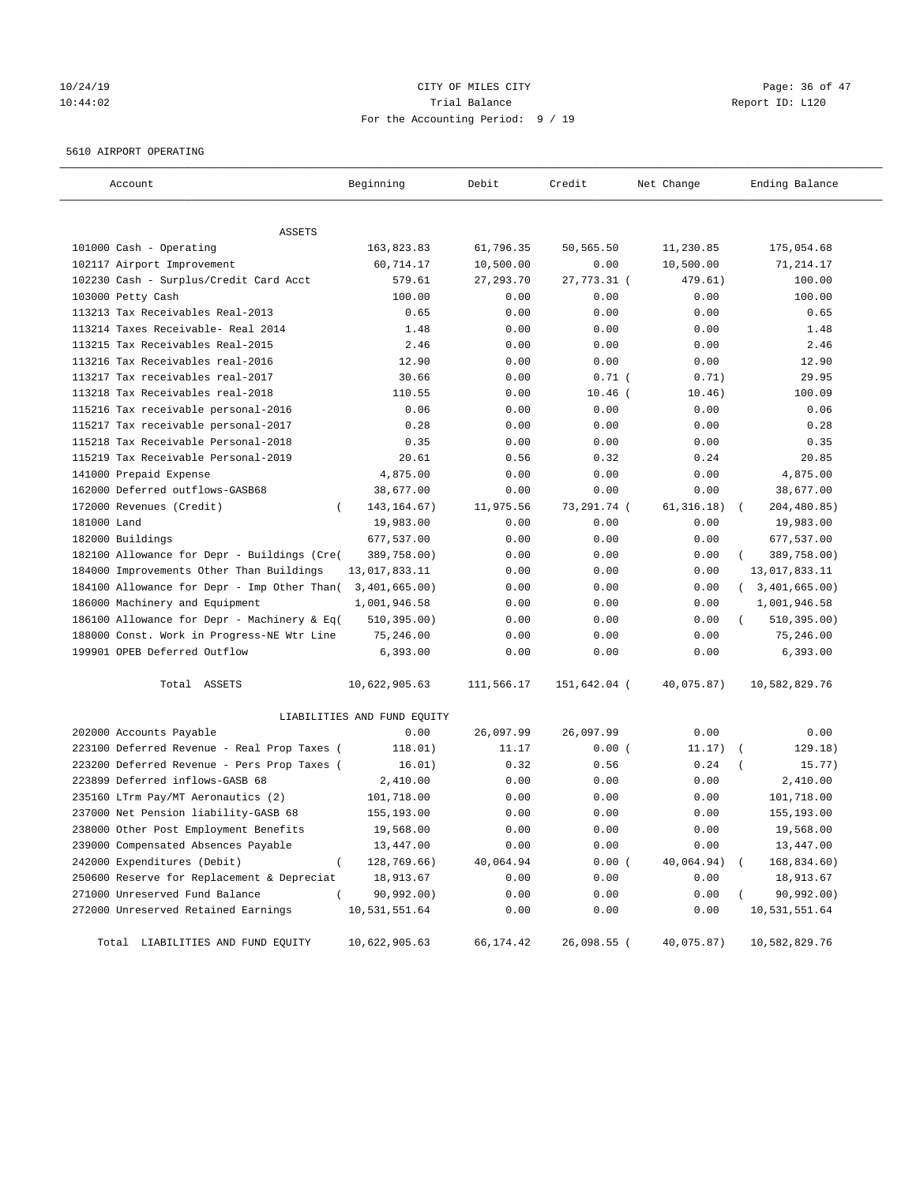CITY OF MILES CITY
Trial Balance
For the Accounting Period: 9 / 19

10/24/19
10:44:02

Report ID: L120

5610 AIRPORT OPERATING

| Account | Beginning | Debit | Credit | Net Change | Ending Balance |
|---|---|---|---|---|---|
| ASSETS | | | | | |
| 101000 Cash - Operating | 163,823.83 | 61,796.35 | 50,565.50 | 11,230.85 | 175,054.68 |
| 102117 Airport Improvement | 60,714.17 | 10,500.00 | 0.00 | 10,500.00 | 71,214.17 |
| 102230 Cash - Surplus/Credit Card Acct | 579.61 | 27,293.70 | 27,773.31 | ( 479.61) | 100.00 |
| 103000 Petty Cash | 100.00 | 0.00 | 0.00 | 0.00 | 100.00 |
| 113213 Tax Receivables Real-2013 | 0.65 | 0.00 | 0.00 | 0.00 | 0.65 |
| 113214 Taxes Receivable- Real 2014 | 1.48 | 0.00 | 0.00 | 0.00 | 1.48 |
| 113215 Tax Receivables Real-2015 | 2.46 | 0.00 | 0.00 | 0.00 | 2.46 |
| 113216 Tax Receivables real-2016 | 12.90 | 0.00 | 0.00 | 0.00 | 12.90 |
| 113217 Tax receivables real-2017 | 30.66 | 0.00 | 0.71 | ( 0.71) | 29.95 |
| 113218 Tax Receivables real-2018 | 110.55 | 0.00 | 10.46 | ( 10.46) | 100.09 |
| 115216 Tax receivable personal-2016 | 0.06 | 0.00 | 0.00 | 0.00 | 0.06 |
| 115217 Tax receivable personal-2017 | 0.28 | 0.00 | 0.00 | 0.00 | 0.28 |
| 115218 Tax Receivable Personal-2018 | 0.35 | 0.00 | 0.00 | 0.00 | 0.35 |
| 115219 Tax Receivable Personal-2019 | 20.61 | 0.56 | 0.32 | 0.24 | 20.85 |
| 141000 Prepaid Expense | 4,875.00 | 0.00 | 0.00 | 0.00 | 4,875.00 |
| 162000 Deferred outflows-GASB68 | 38,677.00 | 0.00 | 0.00 | 0.00 | 38,677.00 |
| 172000 Revenues (Credit) | ( 143,164.67) | 11,975.56 | 73,291.74 | ( 61,316.18) | ( 204,480.85) |
| 181000 Land | 19,983.00 | 0.00 | 0.00 | 0.00 | 19,983.00 |
| 182000 Buildings | 677,537.00 | 0.00 | 0.00 | 0.00 | 677,537.00 |
| 182100 Allowance for Depr - Buildings (Cre | ( 389,758.00) | 0.00 | 0.00 | 0.00 | ( 389,758.00) |
| 184000 Improvements Other Than Buildings | 13,017,833.11 | 0.00 | 0.00 | 0.00 | 13,017,833.11 |
| 184100 Allowance for Depr - Imp Other Than | ( 3,401,665.00) | 0.00 | 0.00 | 0.00 | ( 3,401,665.00) |
| 186000 Machinery and Equipment | 1,001,946.58 | 0.00 | 0.00 | 0.00 | 1,001,946.58 |
| 186100 Allowance for Depr - Machinery & Eq | ( 510,395.00) | 0.00 | 0.00 | 0.00 | ( 510,395.00) |
| 188000 Const. Work in Progress-NE Wtr Line | 75,246.00 | 0.00 | 0.00 | 0.00 | 75,246.00 |
| 199901 OPEB Deferred Outflow | 6,393.00 | 0.00 | 0.00 | 0.00 | 6,393.00 |
| Total ASSETS | 10,622,905.63 | 111,566.17 | 151,642.04 | ( 40,075.87) | 10,582,829.76 |
| LIABILITIES AND FUND EQUITY | | | | | |
| 202000 Accounts Payable | 0.00 | 26,097.99 | 26,097.99 | 0.00 | 0.00 |
| 223100 Deferred Revenue - Real Prop Taxes | ( 118.01) | 11.17 | 0.00 | ( 11.17) | ( 129.18) |
| 223200 Deferred Revenue - Pers Prop Taxes | ( 16.01) | 0.32 | 0.56 | 0.24 | ( 15.77) |
| 223899 Deferred inflows-GASB 68 | 2,410.00 | 0.00 | 0.00 | 0.00 | 2,410.00 |
| 235160 LTrm Pay/MT Aeronautics (2) | 101,718.00 | 0.00 | 0.00 | 0.00 | 101,718.00 |
| 237000 Net Pension liability-GASB 68 | 155,193.00 | 0.00 | 0.00 | 0.00 | 155,193.00 |
| 238000 Other Post Employment Benefits | 19,568.00 | 0.00 | 0.00 | 0.00 | 19,568.00 |
| 239000 Compensated Absences Payable | 13,447.00 | 0.00 | 0.00 | 0.00 | 13,447.00 |
| 242000 Expenditures (Debit) | ( 128,769.66) | 40,064.94 | 0.00 | ( 40,064.94) | ( 168,834.60) |
| 250600 Reserve for Replacement & Depreciat | 18,913.67 | 0.00 | 0.00 | 0.00 | 18,913.67 |
| 271000 Unreserved Fund Balance | ( 90,992.00) | 0.00 | 0.00 | 0.00 | ( 90,992.00) |
| 272000 Unreserved Retained Earnings | 10,531,551.64 | 0.00 | 0.00 | 0.00 | 10,531,551.64 |
| Total LIABILITIES AND FUND EQUITY | 10,622,905.63 | 66,174.42 | 26,098.55 | ( 40,075.87) | 10,582,829.76 |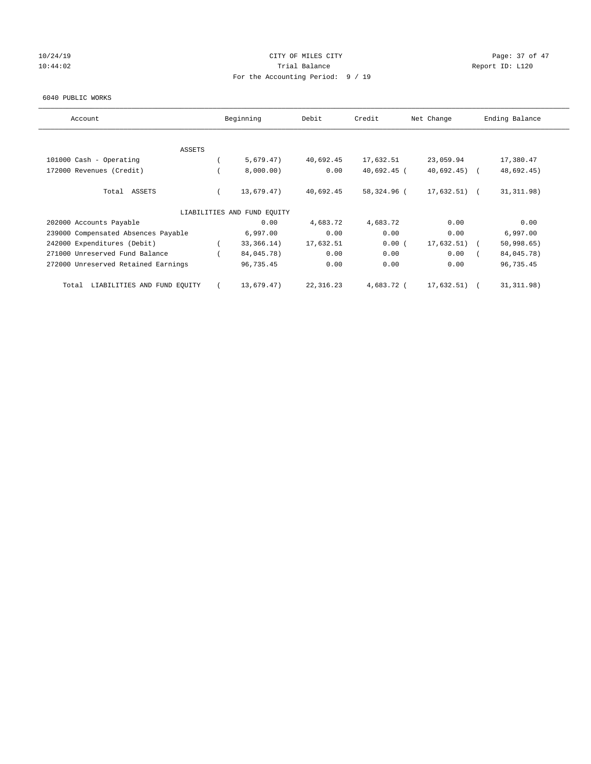# CITY OF MILES CITY

## Trial Balance

For the Accounting Period: 9 / 19

10/24/19 10:44:02 — Report ID: L120

6040 PUBLIC WORKS

| Account | Beginning | Debit | Credit | Net Change | Ending Balance |
|---|---|---|---|---|---|
| **ASSETS** | | | | | |
| 101000 Cash - Operating | ( 5,679.47) | 40,692.45 | 17,632.51 | 23,059.94 | 17,380.47 |
| 172000 Revenues (Credit) | ( 8,000.00) | 0.00 | 40,692.45 | ( 40,692.45) | ( 48,692.45) |
| Total ASSETS | ( 13,679.47) | 40,692.45 | 58,324.96 | ( 17,632.51) | ( 31,311.98) |
| **LIABILITIES AND FUND EQUITY** | | | | | |
| 202000 Accounts Payable | 0.00 | 4,683.72 | 4,683.72 | 0.00 | 0.00 |
| 239000 Compensated Absences Payable | 6,997.00 | 0.00 | 0.00 | 0.00 | 6,997.00 |
| 242000 Expenditures (Debit) | ( 33,366.14) | 17,632.51 | 0.00 | ( 17,632.51) | ( 50,998.65) |
| 271000 Unreserved Fund Balance | ( 84,045.78) | 0.00 | 0.00 | 0.00 | ( 84,045.78) |
| 272000 Unreserved Retained Earnings | 96,735.45 | 0.00 | 0.00 | 0.00 | 96,735.45 |
| Total LIABILITIES AND FUND EQUITY | ( 13,679.47) | 22,316.23 | 4,683.72 | ( 17,632.51) | ( 31,311.98) |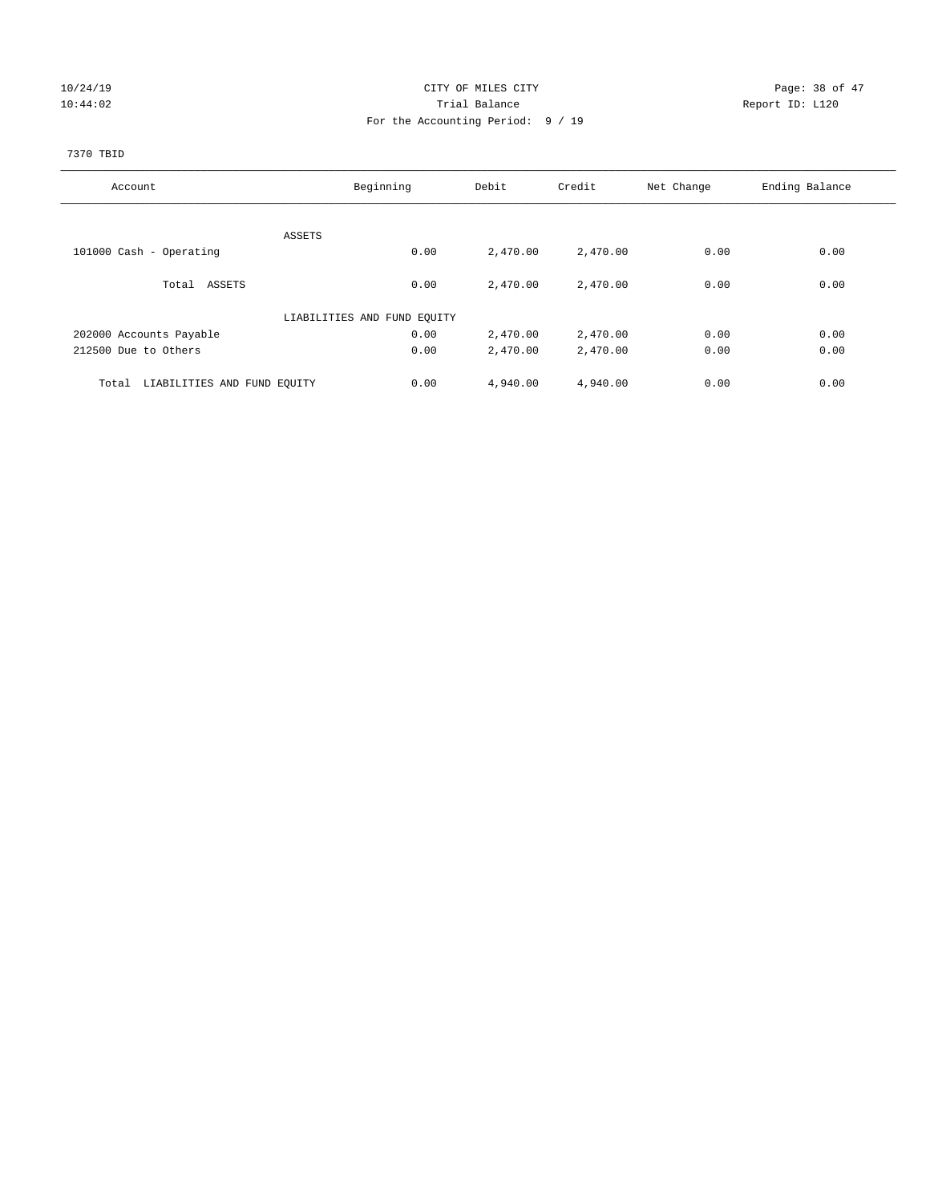CITY OF MILES CITY
Trial Balance
For the Accounting Period: 9 / 19

10/24/19
10:44:02

Report ID: L120

7370 TBID

| Account | Beginning | Debit | Credit | Net Change | Ending Balance |
|---|---|---|---|---|---|
| ASSETS | | | | | |
| 101000 Cash - Operating | 0.00 | 2,470.00 | 2,470.00 | 0.00 | 0.00 |
| Total ASSETS | 0.00 | 2,470.00 | 2,470.00 | 0.00 | 0.00 |
| LIABILITIES AND FUND EQUITY | | | | | |
| 202000 Accounts Payable | 0.00 | 2,470.00 | 2,470.00 | 0.00 | 0.00 |
| 212500 Due to Others | 0.00 | 2,470.00 | 2,470.00 | 0.00 | 0.00 |
| Total LIABILITIES AND FUND EQUITY | 0.00 | 4,940.00 | 4,940.00 | 0.00 | 0.00 |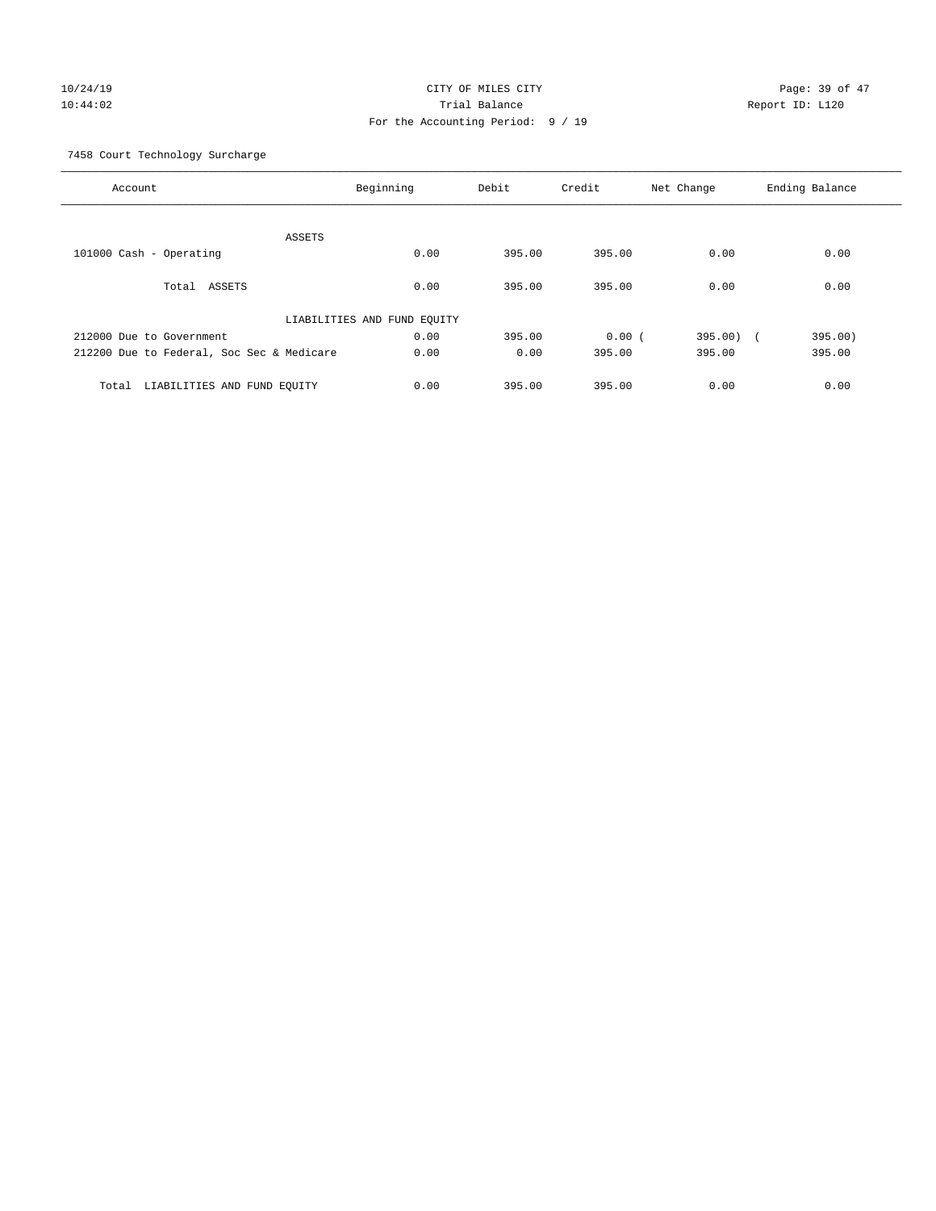CITY OF MILES CITY
Trial Balance
For the Accounting Period: 9 / 19

10/24/19
10:44:02

Report ID: L120

7458 Court Technology Surcharge

| Account | Beginning | Debit | Credit | Net Change | Ending Balance |
|---|---|---|---|---|---|
| ASSETS | | | | | |
| 101000 Cash - Operating | 0.00 | 395.00 | 395.00 | 0.00 | 0.00 |
| Total ASSETS | 0.00 | 395.00 | 395.00 | 0.00 | 0.00 |
| LIABILITIES AND FUND EQUITY | | | | | |
| 212000 Due to Government | 0.00 | 395.00 | 0.00 | ( 395.00) | ( 395.00) |
| 212200 Due to Federal, Soc Sec & Medicare | 0.00 | 0.00 | 395.00 | 395.00 | 395.00 |
| Total LIABILITIES AND FUND EQUITY | 0.00 | 395.00 | 395.00 | 0.00 | 0.00 |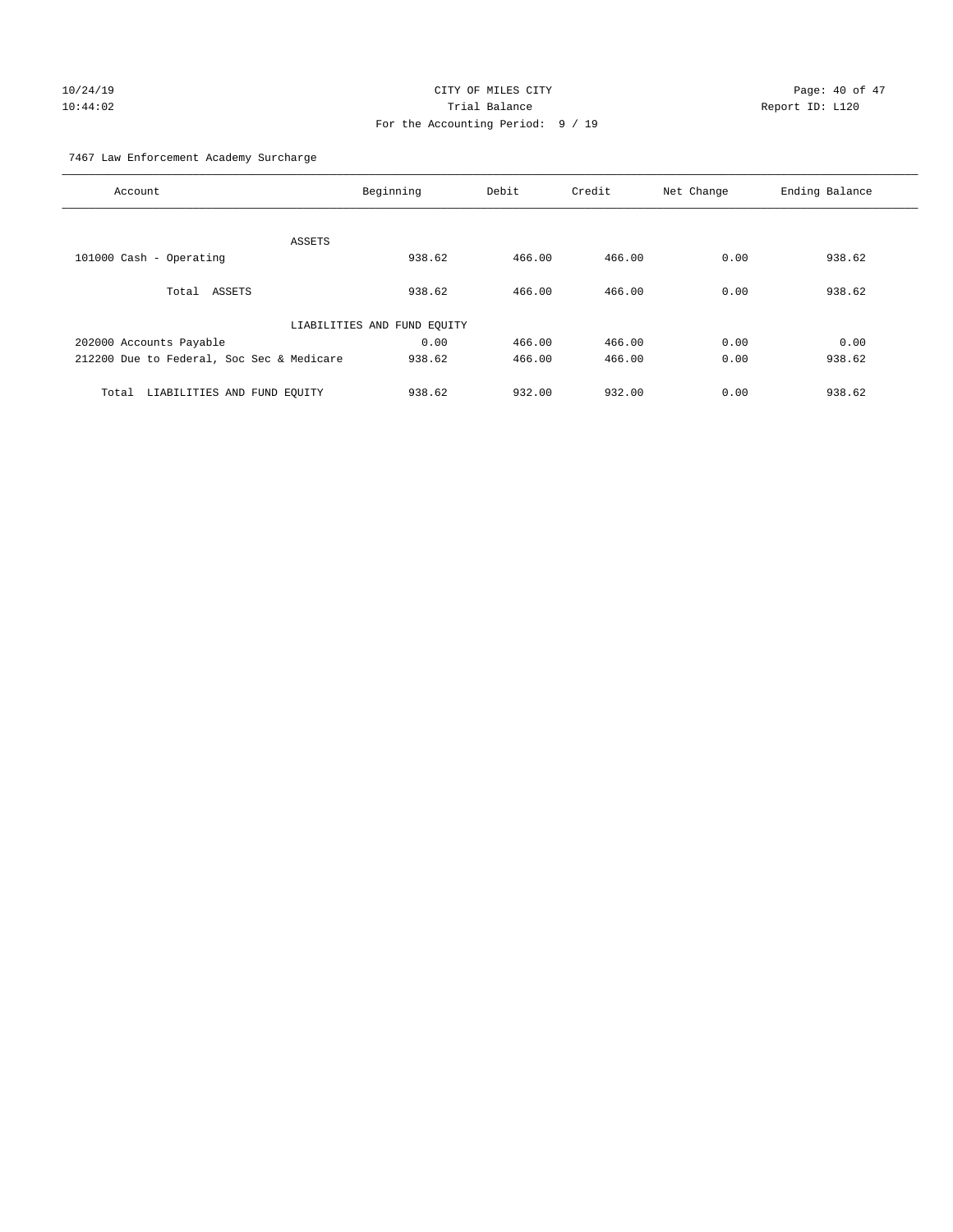CITY OF MILES CITY
Trial Balance
For the Accounting Period: 9 / 19

10/24/19
10:44:02

Report ID: L120

7467 Law Enforcement Academy Surcharge

| Account | Beginning | Debit | Credit | Net Change | Ending Balance |
|---|---|---|---|---|---|
| ASSETS | | | | | |
| 101000 Cash - Operating | 938.62 | 466.00 | 466.00 | 0.00 | 938.62 |
| Total ASSETS | 938.62 | 466.00 | 466.00 | 0.00 | 938.62 |
| LIABILITIES AND FUND EQUITY | | | | | |
| 202000 Accounts Payable | 0.00 | 466.00 | 466.00 | 0.00 | 0.00 |
| 212200 Due to Federal, Soc Sec & Medicare | 938.62 | 466.00 | 466.00 | 0.00 | 938.62 |
| Total LIABILITIES AND FUND EQUITY | 938.62 | 932.00 | 932.00 | 0.00 | 938.62 |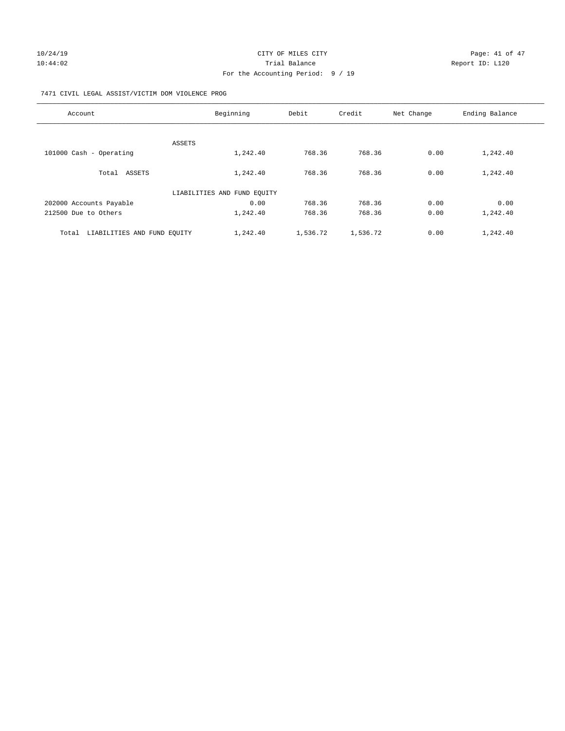CITY OF MILES CITY

Trial Balance

For the Accounting Period: 9 / 19

7471 CIVIL LEGAL ASSIST/VICTIM DOM VIOLENCE PROG

| Account | Beginning | Debit | Credit | Net Change | Ending Balance |
|---|---|---|---|---|---|
| ASSETS | | | | | |
| 101000 Cash - Operating | 1,242.40 | 768.36 | 768.36 | 0.00 | 1,242.40 |
| Total ASSETS | 1,242.40 | 768.36 | 768.36 | 0.00 | 1,242.40 |
| LIABILITIES AND FUND EQUITY | | | | | |
| 202000 Accounts Payable | 0.00 | 768.36 | 768.36 | 0.00 | 0.00 |
| 212500 Due to Others | 1,242.40 | 768.36 | 768.36 | 0.00 | 1,242.40 |
| Total LIABILITIES AND FUND EQUITY | 1,242.40 | 1,536.72 | 1,536.72 | 0.00 | 1,242.40 |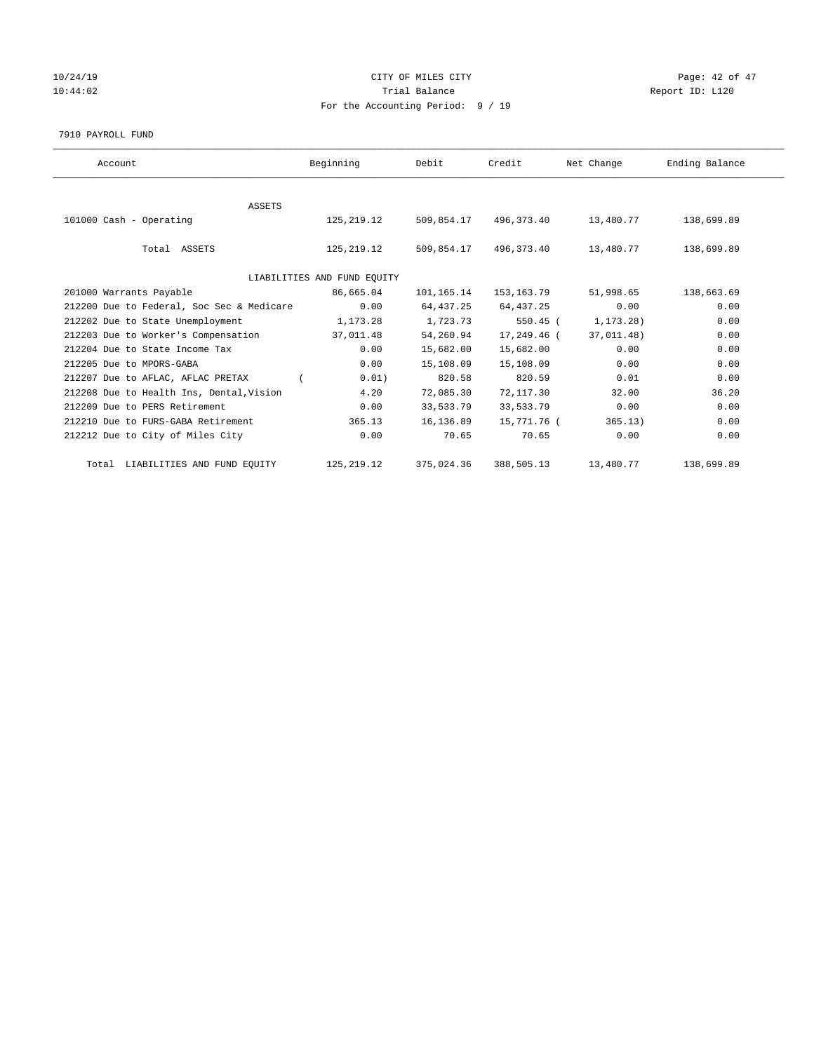CITY OF MILES CITY

Trial Balance

For the Accounting Period: 9 / 19

10/24/19
10:44:02

Report ID: L120

7910 PAYROLL FUND

| Account | Beginning | Debit | Credit | Net Change | Ending Balance |
|---|---|---|---|---|---|
| ASSETS | | | | | |
| 101000 Cash - Operating | 125,219.12 | 509,854.17 | 496,373.40 | 13,480.77 | 138,699.89 |
| Total ASSETS | 125,219.12 | 509,854.17 | 496,373.40 | 13,480.77 | 138,699.89 |
| LIABILITIES AND FUND EQUITY | | | | | |
| 201000 Warrants Payable | 86,665.04 | 101,165.14 | 153,163.79 | 51,998.65 | 138,663.69 |
| 212200 Due to Federal, Soc Sec & Medicare | 0.00 | 64,437.25 | 64,437.25 | 0.00 | 0.00 |
| 212202 Due to State Unemployment | 1,173.28 | 1,723.73 | 550.45 | ( 1,173.28) | 0.00 |
| 212203 Due to Worker's Compensation | 37,011.48 | 54,260.94 | 17,249.46 | ( 37,011.48) | 0.00 |
| 212204 Due to State Income Tax | 0.00 | 15,682.00 | 15,682.00 | 0.00 | 0.00 |
| 212205 Due to MPORS-GABA | 0.00 | 15,108.09 | 15,108.09 | 0.00 | 0.00 |
| 212207 Due to AFLAC, AFLAC PRETAX | ( 0.01) | 820.58 | 820.59 | 0.01 | 0.00 |
| 212208 Due to Health Ins, Dental,Vision | 4.20 | 72,085.30 | 72,117.30 | 32.00 | 36.20 |
| 212209 Due to PERS Retirement | 0.00 | 33,533.79 | 33,533.79 | 0.00 | 0.00 |
| 212210 Due to FURS-GABA Retirement | 365.13 | 16,136.89 | 15,771.76 | ( 365.13) | 0.00 |
| 212212 Due to City of Miles City | 0.00 | 70.65 | 70.65 | 0.00 | 0.00 |
| Total LIABILITIES AND FUND EQUITY | 125,219.12 | 375,024.36 | 388,505.13 | 13,480.77 | 138,699.89 |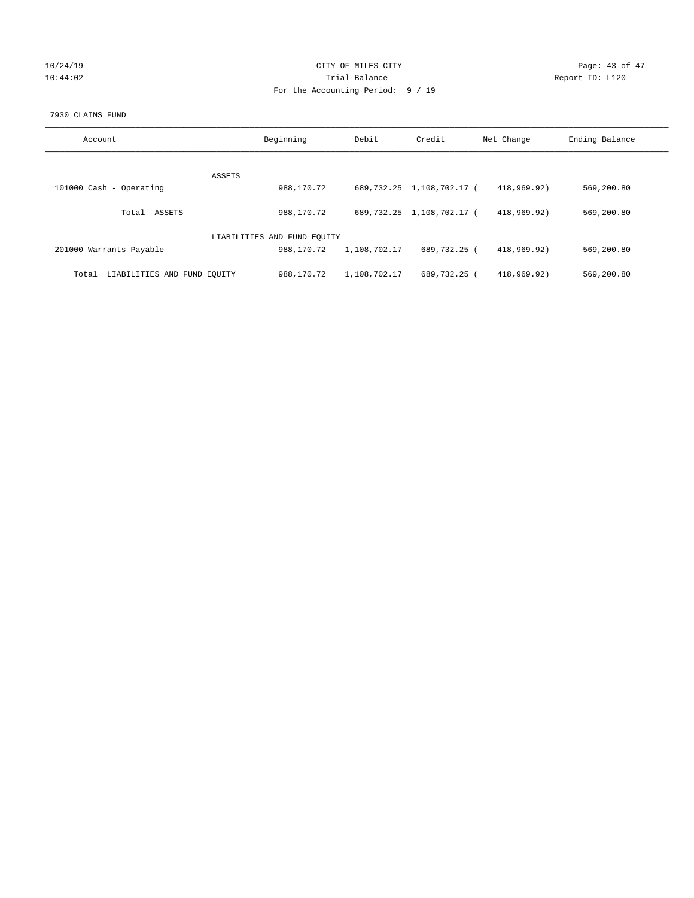CITY OF MILES CITY
Trial Balance
For the Accounting Period: 9 / 19

10/24/19
10:44:02

Report ID: L120

7930 CLAIMS FUND

| Account | Beginning | Debit | Credit | Net Change | Ending Balance |
|---|---|---|---|---|---|
| ASSETS | | | | | |
| 101000 Cash - Operating | 988,170.72 | 689,732.25 | 1,108,702.17 | ( 418,969.92) | 569,200.80 |
| Total ASSETS | 988,170.72 | 689,732.25 | 1,108,702.17 | ( 418,969.92) | 569,200.80 |
| LIABILITIES AND FUND EQUITY | | | | | |
| 201000 Warrants Payable | 988,170.72 | 1,108,702.17 | 689,732.25 | ( 418,969.92) | 569,200.80 |
| Total LIABILITIES AND FUND EQUITY | 988,170.72 | 1,108,702.17 | 689,732.25 | ( 418,969.92) | 569,200.80 |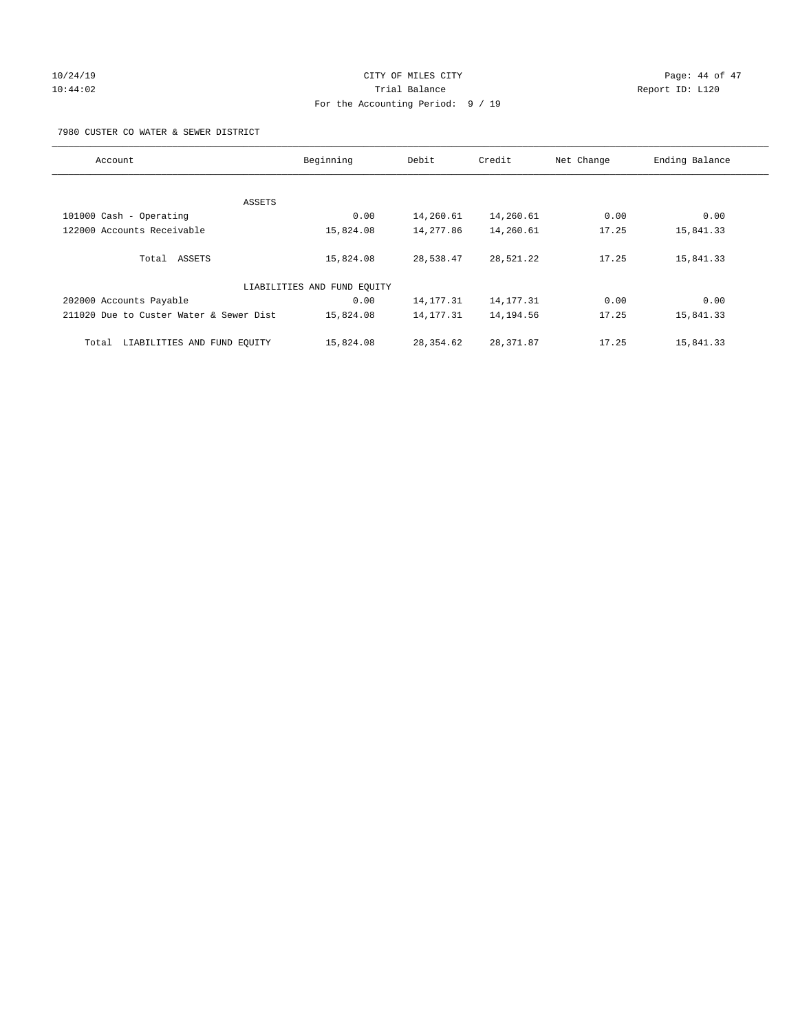CITY OF MILES CITY
Trial Balance
For the Accounting Period: 9 / 19

10/24/19
10:44:02

Report ID: L120

7980 CUSTER CO WATER & SEWER DISTRICT

| Account | Beginning | Debit | Credit | Net Change | Ending Balance |
|---|---|---|---|---|---|
| ASSETS | | | | | |
| 101000 Cash - Operating | 0.00 | 14,260.61 | 14,260.61 | 0.00 | 0.00 |
| 122000 Accounts Receivable | 15,824.08 | 14,277.86 | 14,260.61 | 17.25 | 15,841.33 |
| Total ASSETS | 15,824.08 | 28,538.47 | 28,521.22 | 17.25 | 15,841.33 |
| LIABILITIES AND FUND EQUITY | | | | | |
| 202000 Accounts Payable | 0.00 | 14,177.31 | 14,177.31 | 0.00 | 0.00 |
| 211020 Due to Custer Water & Sewer Dist | 15,824.08 | 14,177.31 | 14,194.56 | 17.25 | 15,841.33 |
| Total LIABILITIES AND FUND EQUITY | 15,824.08 | 28,354.62 | 28,371.87 | 17.25 | 15,841.33 |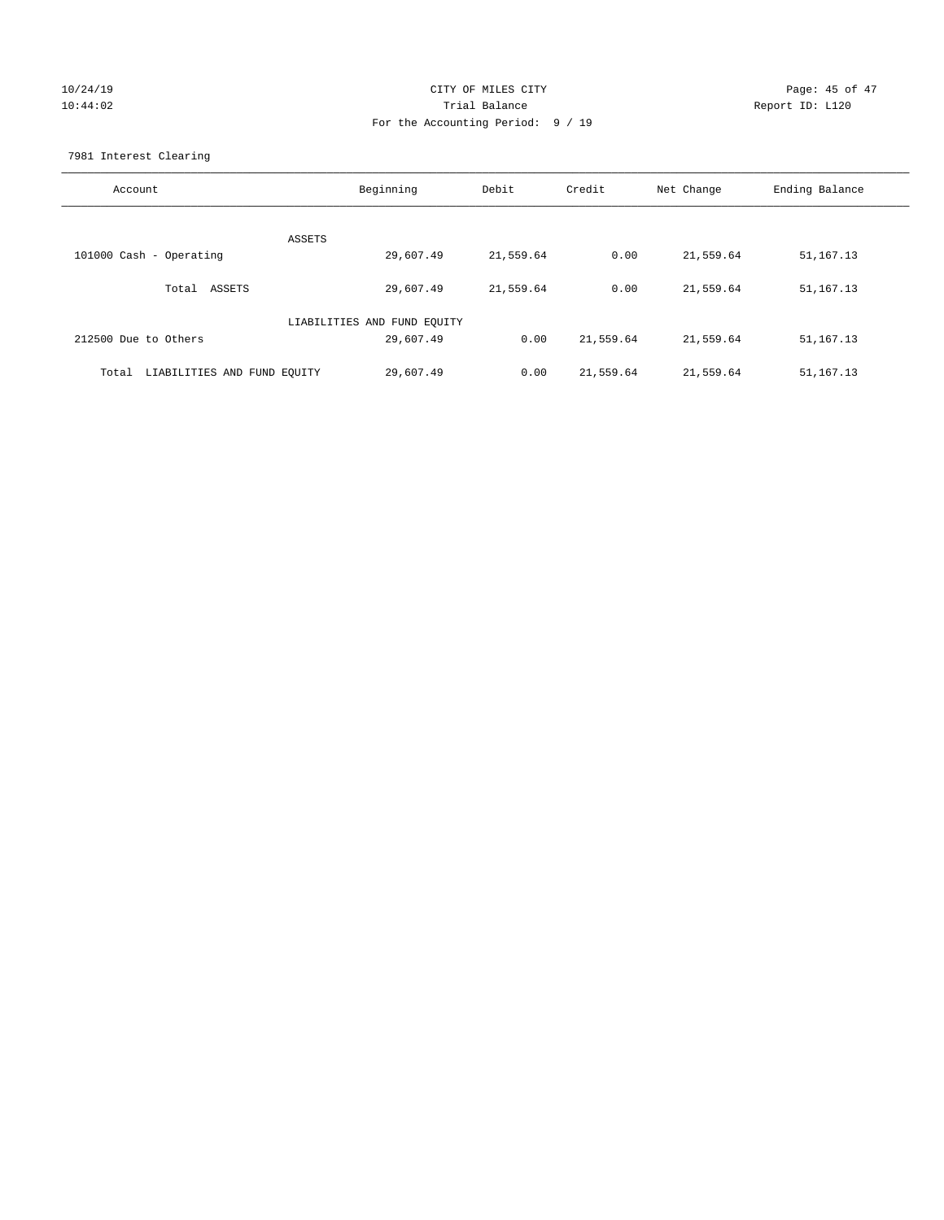CITY OF MILES CITY

Trial Balance

For the Accounting Period: 9 / 19

10/24/19 10:44:02 Report ID: L120

7981 Interest Clearing

| Account | Beginning | Debit | Credit | Net Change | Ending Balance |
|---|---|---|---|---|---|
| ASSETS | | | | | |
| 101000 Cash - Operating | 29,607.49 | 21,559.64 | 0.00 | 21,559.64 | 51,167.13 |
| Total ASSETS | 29,607.49 | 21,559.64 | 0.00 | 21,559.64 | 51,167.13 |
| LIABILITIES AND FUND EQUITY | | | | | |
| 212500 Due to Others | 29,607.49 | 0.00 | 21,559.64 | 21,559.64 | 51,167.13 |
| Total LIABILITIES AND FUND EQUITY | 29,607.49 | 0.00 | 21,559.64 | 21,559.64 | 51,167.13 |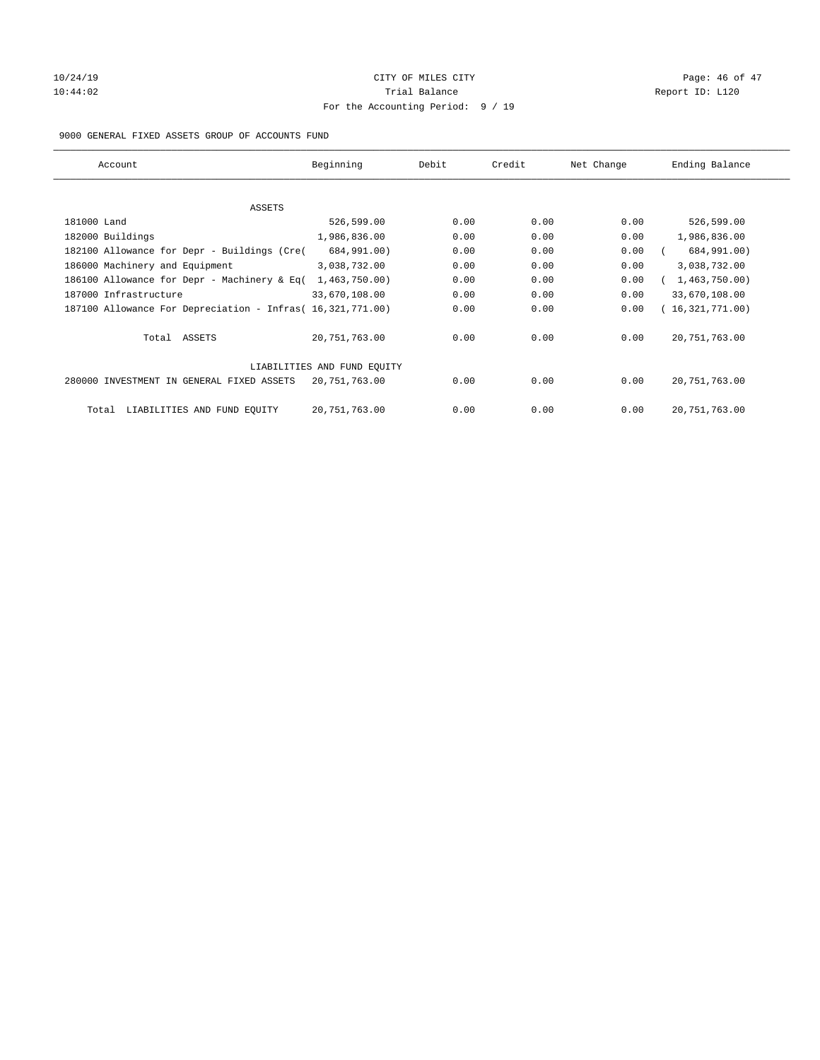CITY OF MILES CITY
Trial Balance
For the Accounting Period: 9 / 19

10/24/19
10:44:02

Report ID: L120

9000 GENERAL FIXED ASSETS GROUP OF ACCOUNTS FUND

| Account | Beginning | Debit | Credit | Net Change | Ending Balance |
|---|---|---|---|---|---|
| ASSETS | | | | | |
| 181000 Land | 526,599.00 | 0.00 | 0.00 | 0.00 | 526,599.00 |
| 182000 Buildings | 1,986,836.00 | 0.00 | 0.00 | 0.00 | 1,986,836.00 |
| 182100 Allowance for Depr - Buildings (Cre( | 684,991.00) | 0.00 | 0.00 | 0.00 | ( 684,991.00) |
| 186000 Machinery and Equipment | 3,038,732.00 | 0.00 | 0.00 | 0.00 | 3,038,732.00 |
| 186100 Allowance for Depr - Machinery & Eq( | 1,463,750.00) | 0.00 | 0.00 | 0.00 | ( 1,463,750.00) |
| 187000 Infrastructure | 33,670,108.00 | 0.00 | 0.00 | 0.00 | 33,670,108.00 |
| 187100 Allowance For Depreciation - Infras( | 16,321,771.00) | 0.00 | 0.00 | 0.00 | ( 16,321,771.00) |
| Total ASSETS | 20,751,763.00 | 0.00 | 0.00 | 0.00 | 20,751,763.00 |
| LIABILITIES AND FUND EQUITY | | | | | |
| 280000 INVESTMENT IN GENERAL FIXED ASSETS | 20,751,763.00 | 0.00 | 0.00 | 0.00 | 20,751,763.00 |
| Total LIABILITIES AND FUND EQUITY | 20,751,763.00 | 0.00 | 0.00 | 0.00 | 20,751,763.00 |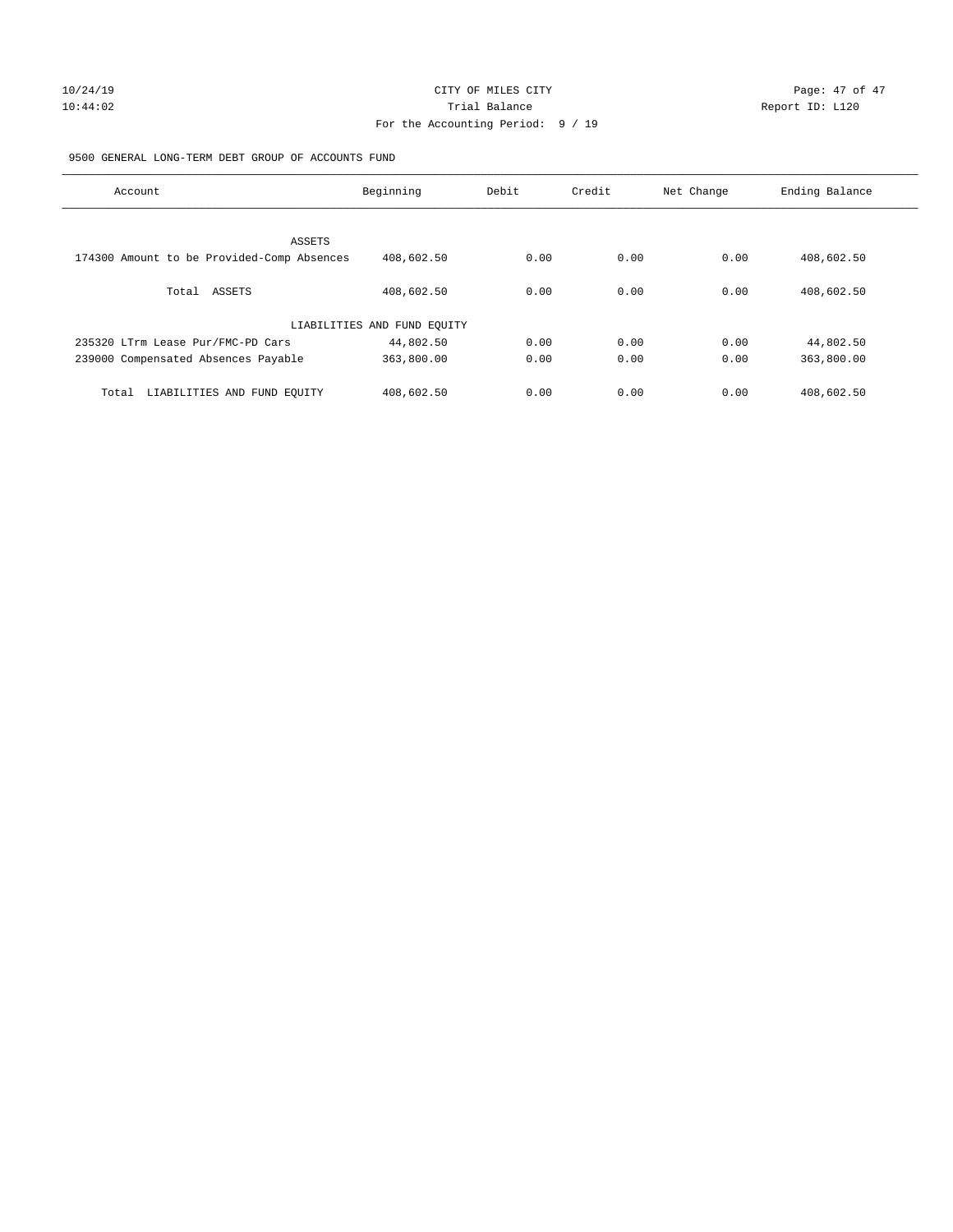CITY OF MILES CITY

Trial Balance

For the Accounting Period: 9 / 19

10/24/19 10:44:02 Report ID: L120

9500 GENERAL LONG-TERM DEBT GROUP OF ACCOUNTS FUND

| Account | Beginning | Debit | Credit | Net Change | Ending Balance |
|---|---|---|---|---|---|
| ASSETS | | | | | |
| 174300 Amount to be Provided-Comp Absences | 408,602.50 | 0.00 | 0.00 | 0.00 | 408,602.50 |
| Total ASSETS | 408,602.50 | 0.00 | 0.00 | 0.00 | 408,602.50 |
| LIABILITIES AND FUND EQUITY | | | | | |
| 235320 LTrm Lease Pur/FMC-PD Cars | 44,802.50 | 0.00 | 0.00 | 0.00 | 44,802.50 |
| 239000 Compensated Absences Payable | 363,800.00 | 0.00 | 0.00 | 0.00 | 363,800.00 |
| Total LIABILITIES AND FUND EQUITY | 408,602.50 | 0.00 | 0.00 | 0.00 | 408,602.50 |